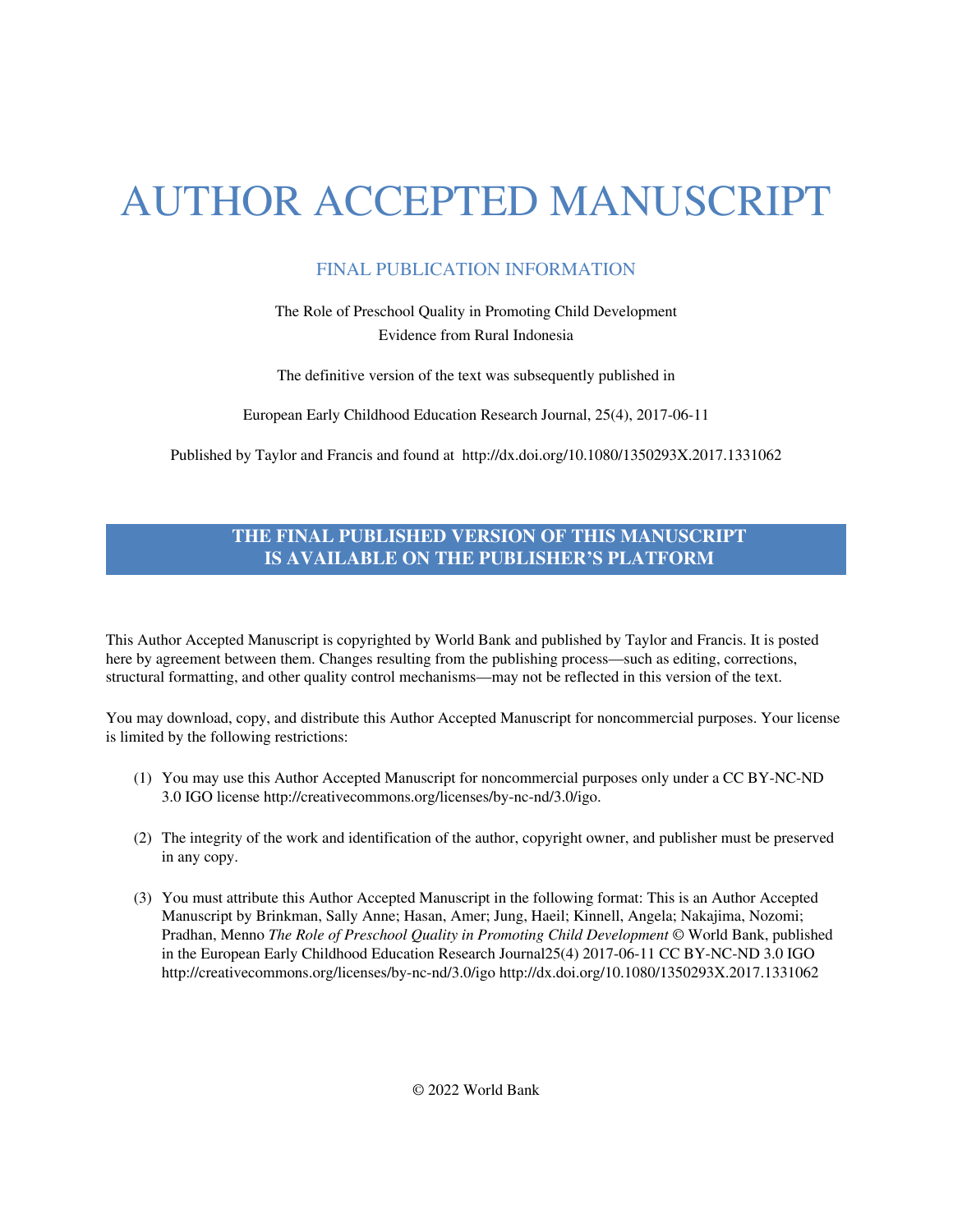# AUTHOR ACCEPTED MANUSCRIPT

## FINAL PUBLICATION INFORMATION

The Role of Preschool Quality in Promoting Child Development
Evidence from Rural Indonesia

The definitive version of the text was subsequently published in

European Early Childhood Education Research Journal, 25(4), 2017-06-11

Published by Taylor and Francis and found at http://dx.doi.org/10.1080/1350293X.2017.1331062

**THE FINAL PUBLISHED VERSION OF THIS MANUSCRIPT IS AVAILABLE ON THE PUBLISHER'S PLATFORM**

This Author Accepted Manuscript is copyrighted by World Bank and published by Taylor and Francis. It is posted here by agreement between them. Changes resulting from the publishing process—such as editing, corrections, structural formatting, and other quality control mechanisms—may not be reflected in this version of the text.

You may download, copy, and distribute this Author Accepted Manuscript for noncommercial purposes. Your license is limited by the following restrictions:

(1) You may use this Author Accepted Manuscript for noncommercial purposes only under a CC BY-NC-ND 3.0 IGO license http://creativecommons.org/licenses/by-nc-nd/3.0/igo.

(2) The integrity of the work and identification of the author, copyright owner, and publisher must be preserved in any copy.

(3) You must attribute this Author Accepted Manuscript in the following format: This is an Author Accepted Manuscript by Brinkman, Sally Anne; Hasan, Amer; Jung, Haeil; Kinnell, Angela; Nakajima, Nozomi; Pradhan, Menno *The Role of Preschool Quality in Promoting Child Development* © World Bank, published in the European Early Childhood Education Research Journal25(4) 2017-06-11 CC BY-NC-ND 3.0 IGO http://creativecommons.org/licenses/by-nc-nd/3.0/igo http://dx.doi.org/10.1080/1350293X.2017.1331062

© 2022 World Bank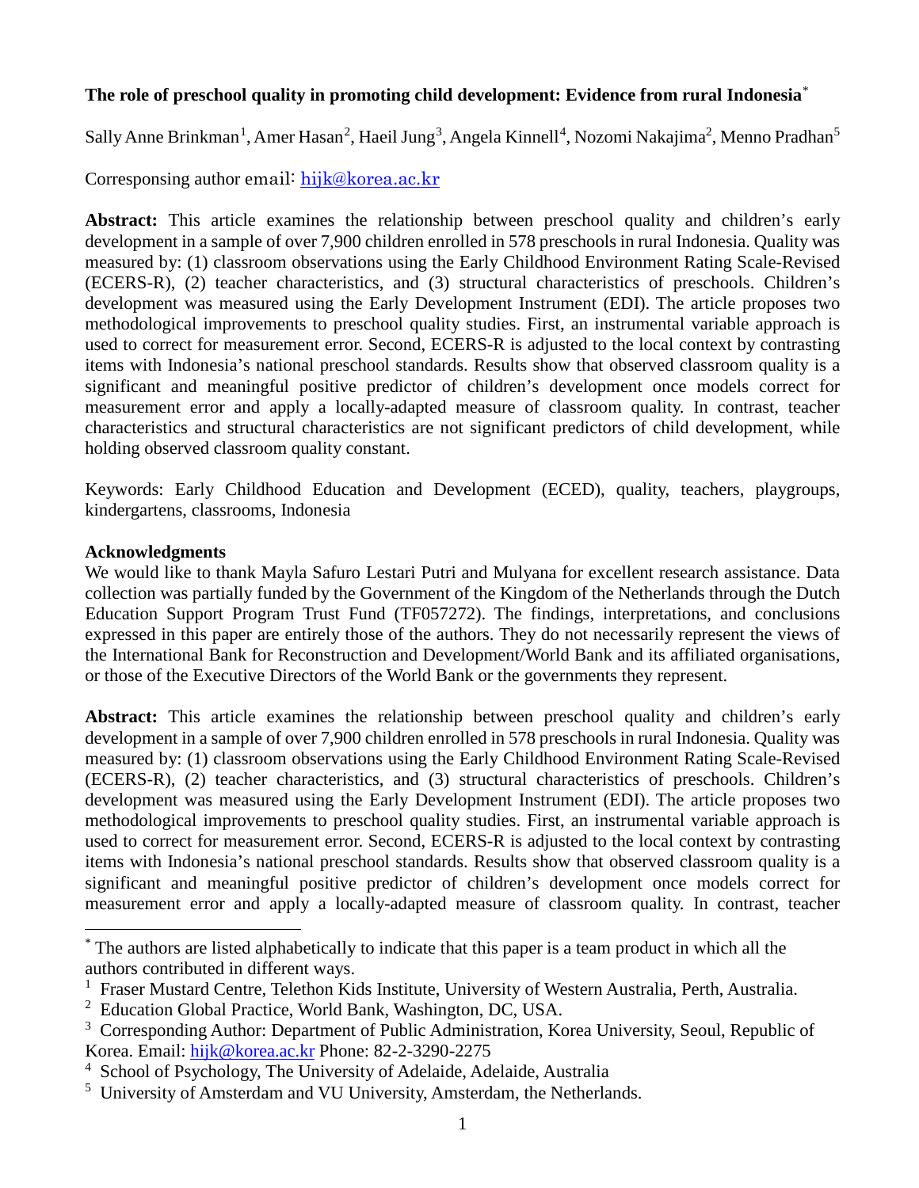**The role of preschool quality in promoting child development: Evidence from rural Indonesia**[*]

Sally Anne Brinkman[1], Amer Hasan[2], Haeil Jung[3], Angela Kinnell[4], Nozomi Nakajima[2], Menno Pradhan[5]

Corresponsing author email: hijk@korea.ac.kr

**Abstract:** This article examines the relationship between preschool quality and children's early development in a sample of over 7,900 children enrolled in 578 preschools in rural Indonesia. Quality was measured by: (1) classroom observations using the Early Childhood Environment Rating Scale-Revised (ECERS-R), (2) teacher characteristics, and (3) structural characteristics of preschools. Children's development was measured using the Early Development Instrument (EDI). The article proposes two methodological improvements to preschool quality studies. First, an instrumental variable approach is used to correct for measurement error. Second, ECERS-R is adjusted to the local context by contrasting items with Indonesia's national preschool standards. Results show that observed classroom quality is a significant and meaningful positive predictor of children's development once models correct for measurement error and apply a locally-adapted measure of classroom quality. In contrast, teacher characteristics and structural characteristics are not significant predictors of child development, while holding observed classroom quality constant.

Keywords: Early Childhood Education and Development (ECED), quality, teachers, playgroups, kindergartens, classrooms, Indonesia

**Acknowledgments**

We would like to thank Mayla Safuro Lestari Putri and Mulyana for excellent research assistance. Data collection was partially funded by the Government of the Kingdom of the Netherlands through the Dutch Education Support Program Trust Fund (TF057272). The findings, interpretations, and conclusions expressed in this paper are entirely those of the authors. They do not necessarily represent the views of the International Bank for Reconstruction and Development/World Bank and its affiliated organisations, or those of the Executive Directors of the World Bank or the governments they represent.

**Abstract:** This article examines the relationship between preschool quality and children's early development in a sample of over 7,900 children enrolled in 578 preschools in rural Indonesia. Quality was measured by: (1) classroom observations using the Early Childhood Environment Rating Scale-Revised (ECERS-R), (2) teacher characteristics, and (3) structural characteristics of preschools. Children's development was measured using the Early Development Instrument (EDI). The article proposes two methodological improvements to preschool quality studies. First, an instrumental variable approach is used to correct for measurement error. Second, ECERS-R is adjusted to the local context by contrasting items with Indonesia's national preschool standards. Results show that observed classroom quality is a significant and meaningful positive predictor of children's development once models correct for measurement error and apply a locally-adapted measure of classroom quality. In contrast, teacher

---

[*] The authors are listed alphabetically to indicate that this paper is a team product in which all the authors contributed in different ways.

[1] Fraser Mustard Centre, Telethon Kids Institute, University of Western Australia, Perth, Australia.

[2] Education Global Practice, World Bank, Washington, DC, USA.

[3] Corresponding Author: Department of Public Administration, Korea University, Seoul, Republic of Korea. Email: hijk@korea.ac.kr Phone: 82-2-3290-2275

[4] School of Psychology, The University of Adelaide, Adelaide, Australia

[5] University of Amsterdam and VU University, Amsterdam, the Netherlands.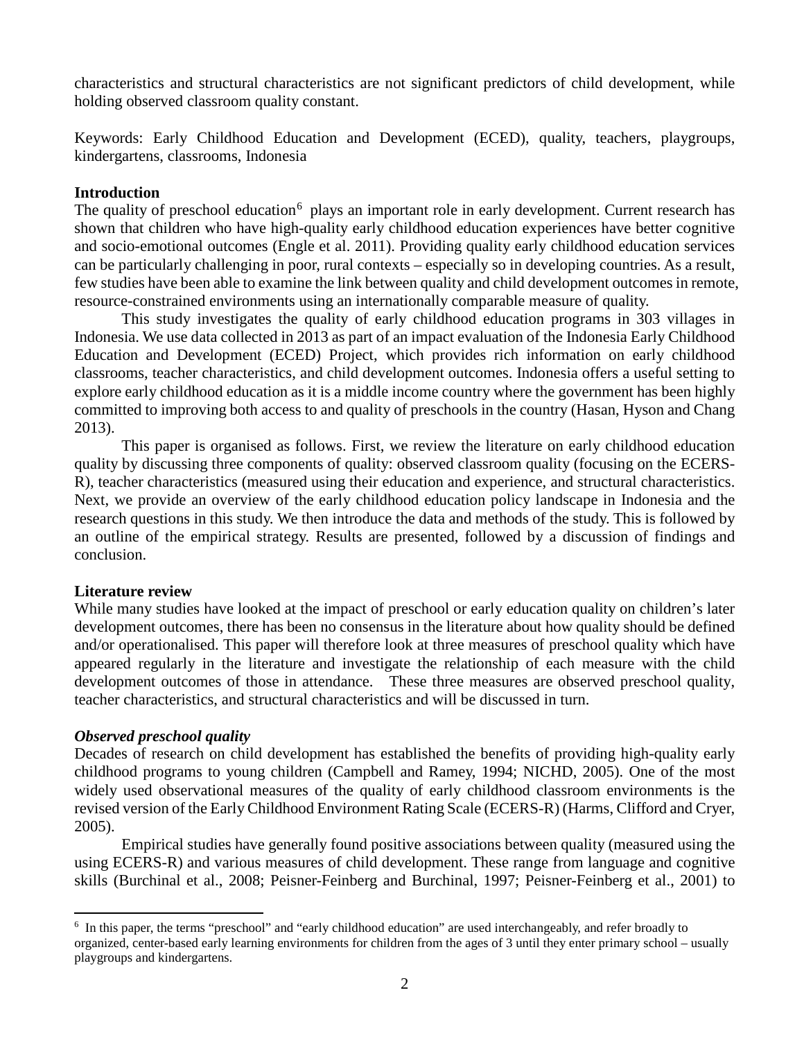characteristics and structural characteristics are not significant predictors of child development, while holding observed classroom quality constant.

Keywords: Early Childhood Education and Development (ECED), quality, teachers, playgroups, kindergartens, classrooms, Indonesia

**Introduction**

The quality of preschool education[6] plays an important role in early development. Current research has shown that children who have high-quality early childhood education experiences have better cognitive and socio-emotional outcomes (Engle et al. 2011). Providing quality early childhood education services can be particularly challenging in poor, rural contexts – especially so in developing countries. As a result, few studies have been able to examine the link between quality and child development outcomes in remote, resource-constrained environments using an internationally comparable measure of quality.

This study investigates the quality of early childhood education programs in 303 villages in Indonesia. We use data collected in 2013 as part of an impact evaluation of the Indonesia Early Childhood Education and Development (ECED) Project, which provides rich information on early childhood classrooms, teacher characteristics, and child development outcomes. Indonesia offers a useful setting to explore early childhood education as it is a middle income country where the government has been highly committed to improving both access to and quality of preschools in the country (Hasan, Hyson and Chang 2013).

This paper is organised as follows. First, we review the literature on early childhood education quality by discussing three components of quality: observed classroom quality (focusing on the ECERS-R), teacher characteristics (measured using their education and experience, and structural characteristics. Next, we provide an overview of the early childhood education policy landscape in Indonesia and the research questions in this study. We then introduce the data and methods of the study. This is followed by an outline of the empirical strategy. Results are presented, followed by a discussion of findings and conclusion.

**Literature review**

While many studies have looked at the impact of preschool or early education quality on children's later development outcomes, there has been no consensus in the literature about how quality should be defined and/or operationalised. This paper will therefore look at three measures of preschool quality which have appeared regularly in the literature and investigate the relationship of each measure with the child development outcomes of those in attendance. These three measures are observed preschool quality, teacher characteristics, and structural characteristics and will be discussed in turn.

***Observed preschool quality***

Decades of research on child development has established the benefits of providing high-quality early childhood programs to young children (Campbell and Ramey, 1994; NICHD, 2005). One of the most widely used observational measures of the quality of early childhood classroom environments is the revised version of the Early Childhood Environment Rating Scale (ECERS-R) (Harms, Clifford and Cryer, 2005).

Empirical studies have generally found positive associations between quality (measured using the using ECERS-R) and various measures of child development. These range from language and cognitive skills (Burchinal et al., 2008; Peisner-Feinberg and Burchinal, 1997; Peisner-Feinberg et al., 2001) to

[6] In this paper, the terms "preschool" and "early childhood education" are used interchangeably, and refer broadly to organized, center-based early learning environments for children from the ages of 3 until they enter primary school – usually playgroups and kindergartens.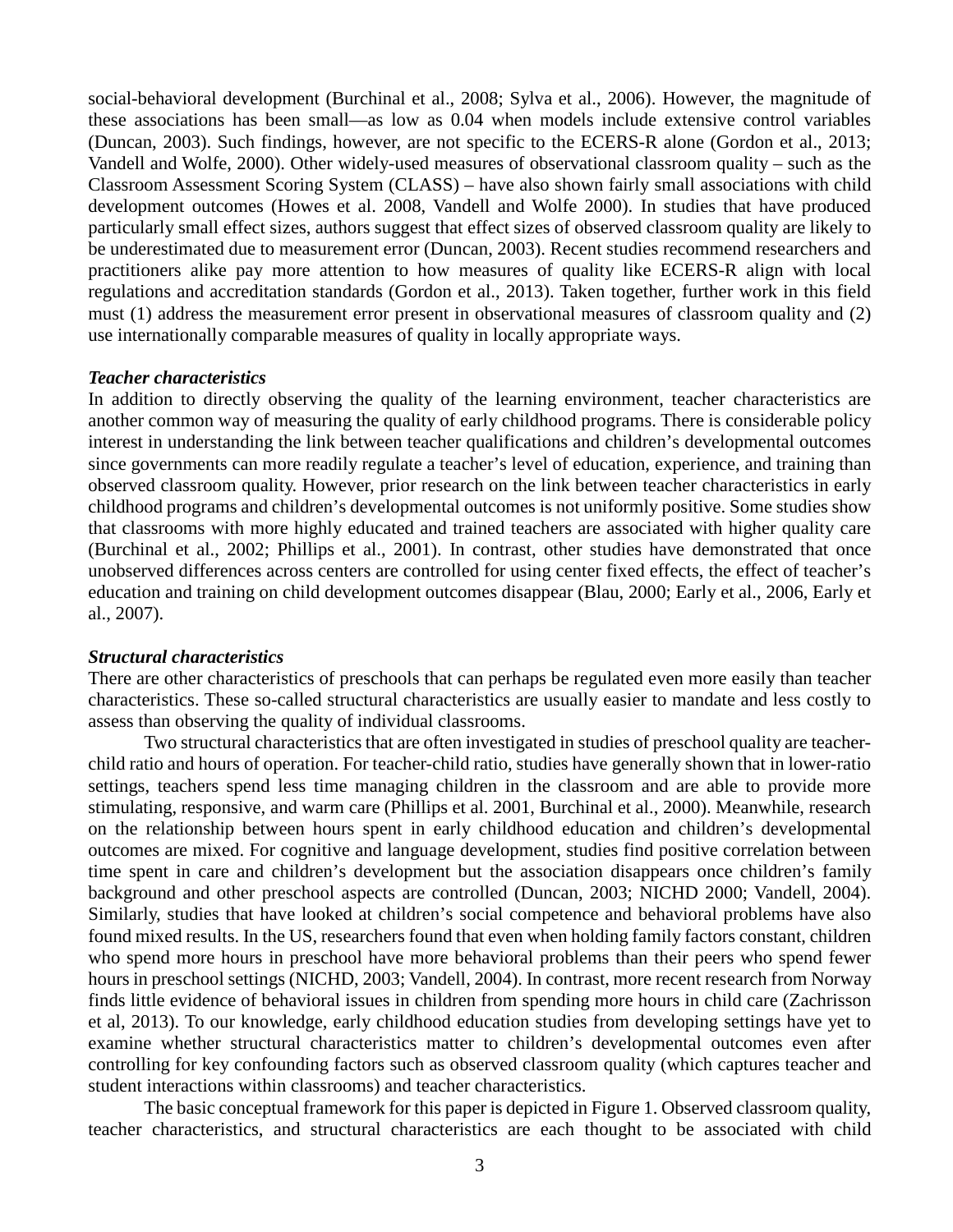social-behavioral development (Burchinal et al., 2008; Sylva et al., 2006). However, the magnitude of these associations has been small—as low as 0.04 when models include extensive control variables (Duncan, 2003). Such findings, however, are not specific to the ECERS-R alone (Gordon et al., 2013; Vandell and Wolfe, 2000). Other widely-used measures of observational classroom quality – such as the Classroom Assessment Scoring System (CLASS) – have also shown fairly small associations with child development outcomes (Howes et al. 2008, Vandell and Wolfe 2000). In studies that have produced particularly small effect sizes, authors suggest that effect sizes of observed classroom quality are likely to be underestimated due to measurement error (Duncan, 2003). Recent studies recommend researchers and practitioners alike pay more attention to how measures of quality like ECERS-R align with local regulations and accreditation standards (Gordon et al., 2013). Taken together, further work in this field must (1) address the measurement error present in observational measures of classroom quality and (2) use internationally comparable measures of quality in locally appropriate ways.

***Teacher characteristics***

In addition to directly observing the quality of the learning environment, teacher characteristics are another common way of measuring the quality of early childhood programs. There is considerable policy interest in understanding the link between teacher qualifications and children's developmental outcomes since governments can more readily regulate a teacher's level of education, experience, and training than observed classroom quality. However, prior research on the link between teacher characteristics in early childhood programs and children's developmental outcomes is not uniformly positive. Some studies show that classrooms with more highly educated and trained teachers are associated with higher quality care (Burchinal et al., 2002; Phillips et al., 2001). In contrast, other studies have demonstrated that once unobserved differences across centers are controlled for using center fixed effects, the effect of teacher's education and training on child development outcomes disappear (Blau, 2000; Early et al., 2006, Early et al., 2007).

***Structural characteristics***

There are other characteristics of preschools that can perhaps be regulated even more easily than teacher characteristics. These so-called structural characteristics are usually easier to mandate and less costly to assess than observing the quality of individual classrooms.

Two structural characteristics that are often investigated in studies of preschool quality are teacher-child ratio and hours of operation. For teacher-child ratio, studies have generally shown that in lower-ratio settings, teachers spend less time managing children in the classroom and are able to provide more stimulating, responsive, and warm care (Phillips et al. 2001, Burchinal et al., 2000). Meanwhile, research on the relationship between hours spent in early childhood education and children's developmental outcomes are mixed. For cognitive and language development, studies find positive correlation between time spent in care and children's development but the association disappears once children's family background and other preschool aspects are controlled (Duncan, 2003; NICHD 2000; Vandell, 2004). Similarly, studies that have looked at children's social competence and behavioral problems have also found mixed results. In the US, researchers found that even when holding family factors constant, children who spend more hours in preschool have more behavioral problems than their peers who spend fewer hours in preschool settings (NICHD, 2003; Vandell, 2004). In contrast, more recent research from Norway finds little evidence of behavioral issues in children from spending more hours in child care (Zachrisson et al, 2013). To our knowledge, early childhood education studies from developing settings have yet to examine whether structural characteristics matter to children's developmental outcomes even after controlling for key confounding factors such as observed classroom quality (which captures teacher and student interactions within classrooms) and teacher characteristics.

The basic conceptual framework for this paper is depicted in Figure 1. Observed classroom quality, teacher characteristics, and structural characteristics are each thought to be associated with child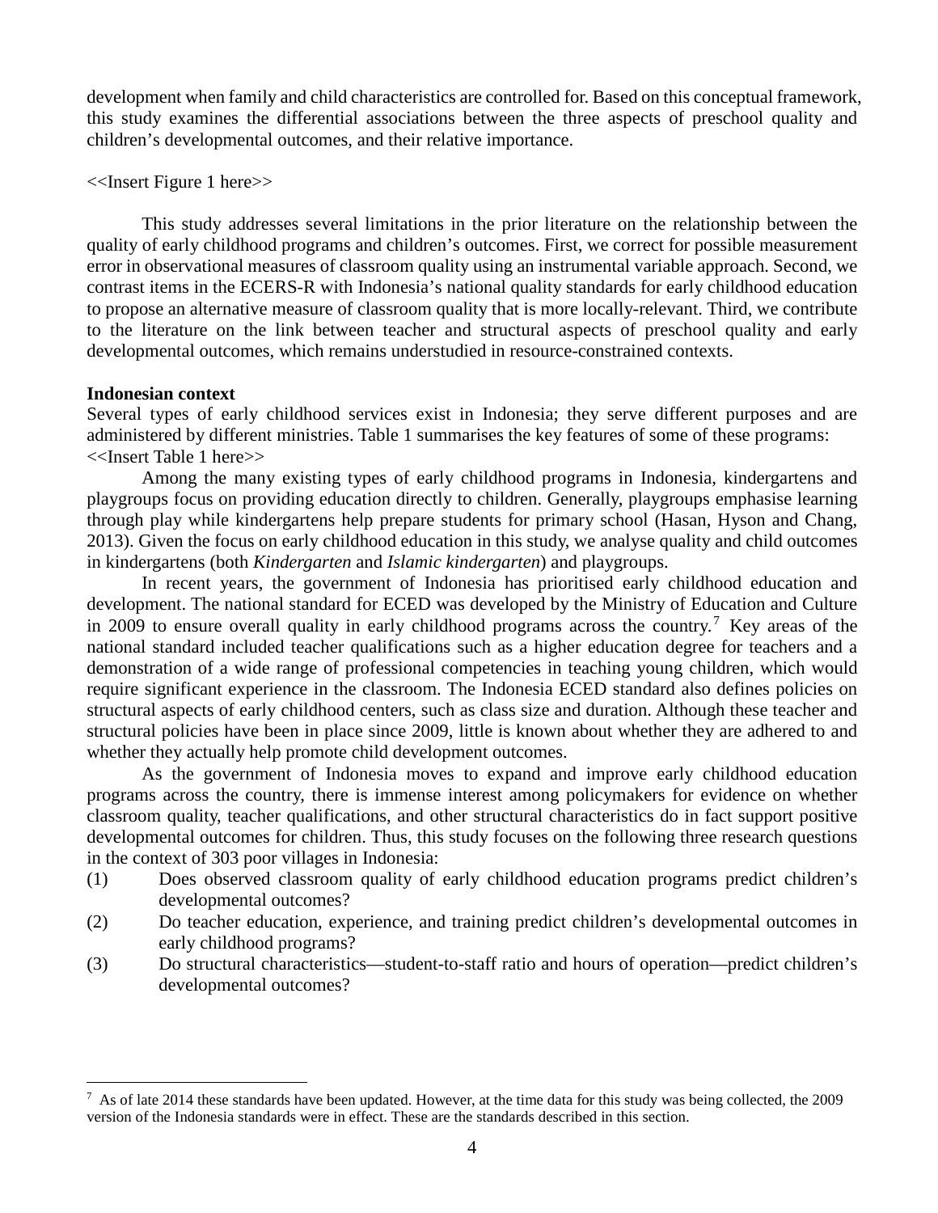development when family and child characteristics are controlled for. Based on this conceptual framework, this study examines the differential associations between the three aspects of preschool quality and children's developmental outcomes, and their relative importance.

<<Insert Figure 1 here>>

This study addresses several limitations in the prior literature on the relationship between the quality of early childhood programs and children's outcomes. First, we correct for possible measurement error in observational measures of classroom quality using an instrumental variable approach. Second, we contrast items in the ECERS-R with Indonesia's national quality standards for early childhood education to propose an alternative measure of classroom quality that is more locally-relevant. Third, we contribute to the literature on the link between teacher and structural aspects of preschool quality and early developmental outcomes, which remains understudied in resource-constrained contexts.

**Indonesian context**

Several types of early childhood services exist in Indonesia; they serve different purposes and are administered by different ministries. Table 1 summarises the key features of some of these programs:

<<Insert Table 1 here>>

Among the many existing types of early childhood programs in Indonesia, kindergartens and playgroups focus on providing education directly to children. Generally, playgroups emphasise learning through play while kindergartens help prepare students for primary school (Hasan, Hyson and Chang, 2013). Given the focus on early childhood education in this study, we analyse quality and child outcomes in kindergartens (both *Kindergarten* and *Islamic kindergarten*) and playgroups.

In recent years, the government of Indonesia has prioritised early childhood education and development. The national standard for ECED was developed by the Ministry of Education and Culture in 2009 to ensure overall quality in early childhood programs across the country.[7] Key areas of the national standard included teacher qualifications such as a higher education degree for teachers and a demonstration of a wide range of professional competencies in teaching young children, which would require significant experience in the classroom. The Indonesia ECED standard also defines policies on structural aspects of early childhood centers, such as class size and duration. Although these teacher and structural policies have been in place since 2009, little is known about whether they are adhered to and whether they actually help promote child development outcomes.

As the government of Indonesia moves to expand and improve early childhood education programs across the country, there is immense interest among policymakers for evidence on whether classroom quality, teacher qualifications, and other structural characteristics do in fact support positive developmental outcomes for children. Thus, this study focuses on the following three research questions in the context of 303 poor villages in Indonesia:

(1) Does observed classroom quality of early childhood education programs predict children's developmental outcomes?

(2) Do teacher education, experience, and training predict children's developmental outcomes in early childhood programs?

(3) Do structural characteristics—student-to-staff ratio and hours of operation—predict children's developmental outcomes?

[7] As of late 2014 these standards have been updated. However, at the time data for this study was being collected, the 2009 version of the Indonesia standards were in effect. These are the standards described in this section.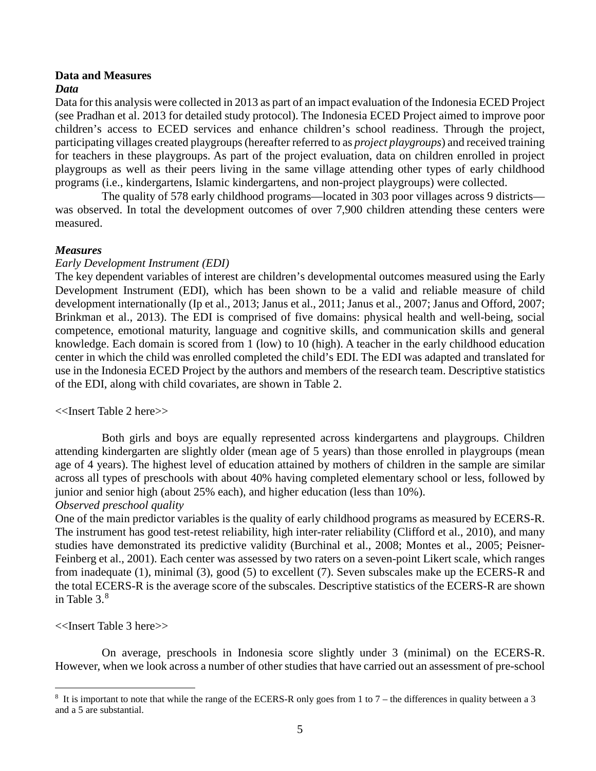## Data and Measures

### *Data*

Data for this analysis were collected in 2013 as part of an impact evaluation of the Indonesia ECED Project (see Pradhan et al. 2013 for detailed study protocol). The Indonesia ECED Project aimed to improve poor children's access to ECED services and enhance children's school readiness. Through the project, participating villages created playgroups (hereafter referred to as *project playgroups*) and received training for teachers in these playgroups. As part of the project evaluation, data on children enrolled in project playgroups as well as their peers living in the same village attending other types of early childhood programs (i.e., kindergartens, Islamic kindergartens, and non-project playgroups) were collected.

The quality of 578 early childhood programs—located in 303 poor villages across 9 districts—was observed. In total the development outcomes of over 7,900 children attending these centers were measured.

### *Measures*

*Early Development Instrument (EDI)*

The key dependent variables of interest are children's developmental outcomes measured using the Early Development Instrument (EDI), which has been shown to be a valid and reliable measure of child development internationally (Ip et al., 2013; Janus et al., 2011; Janus et al., 2007; Janus and Offord, 2007; Brinkman et al., 2013). The EDI is comprised of five domains: physical health and well-being, social competence, emotional maturity, language and cognitive skills, and communication skills and general knowledge. Each domain is scored from 1 (low) to 10 (high). A teacher in the early childhood education center in which the child was enrolled completed the child's EDI. The EDI was adapted and translated for use in the Indonesia ECED Project by the authors and members of the research team. Descriptive statistics of the EDI, along with child covariates, are shown in Table 2.

<<Insert Table 2 here>>

Both girls and boys are equally represented across kindergartens and playgroups. Children attending kindergarten are slightly older (mean age of 5 years) than those enrolled in playgroups (mean age of 4 years). The highest level of education attained by mothers of children in the sample are similar across all types of preschools with about 40% having completed elementary school or less, followed by junior and senior high (about 25% each), and higher education (less than 10%).

*Observed preschool quality*

One of the main predictor variables is the quality of early childhood programs as measured by ECERS-R. The instrument has good test-retest reliability, high inter-rater reliability (Clifford et al., 2010), and many studies have demonstrated its predictive validity (Burchinal et al., 2008; Montes et al., 2005; Peisner-Feinberg et al., 2001). Each center was assessed by two raters on a seven-point Likert scale, which ranges from inadequate (1), minimal (3), good (5) to excellent (7). Seven subscales make up the ECERS-R and the total ECERS-R is the average score of the subscales. Descriptive statistics of the ECERS-R are shown in Table 3.[8]

<<Insert Table 3 here>>

On average, preschools in Indonesia score slightly under 3 (minimal) on the ECERS-R. However, when we look across a number of other studies that have carried out an assessment of pre-school

[8] It is important to note that while the range of the ECERS-R only goes from 1 to 7 – the differences in quality between a 3 and a 5 are substantial.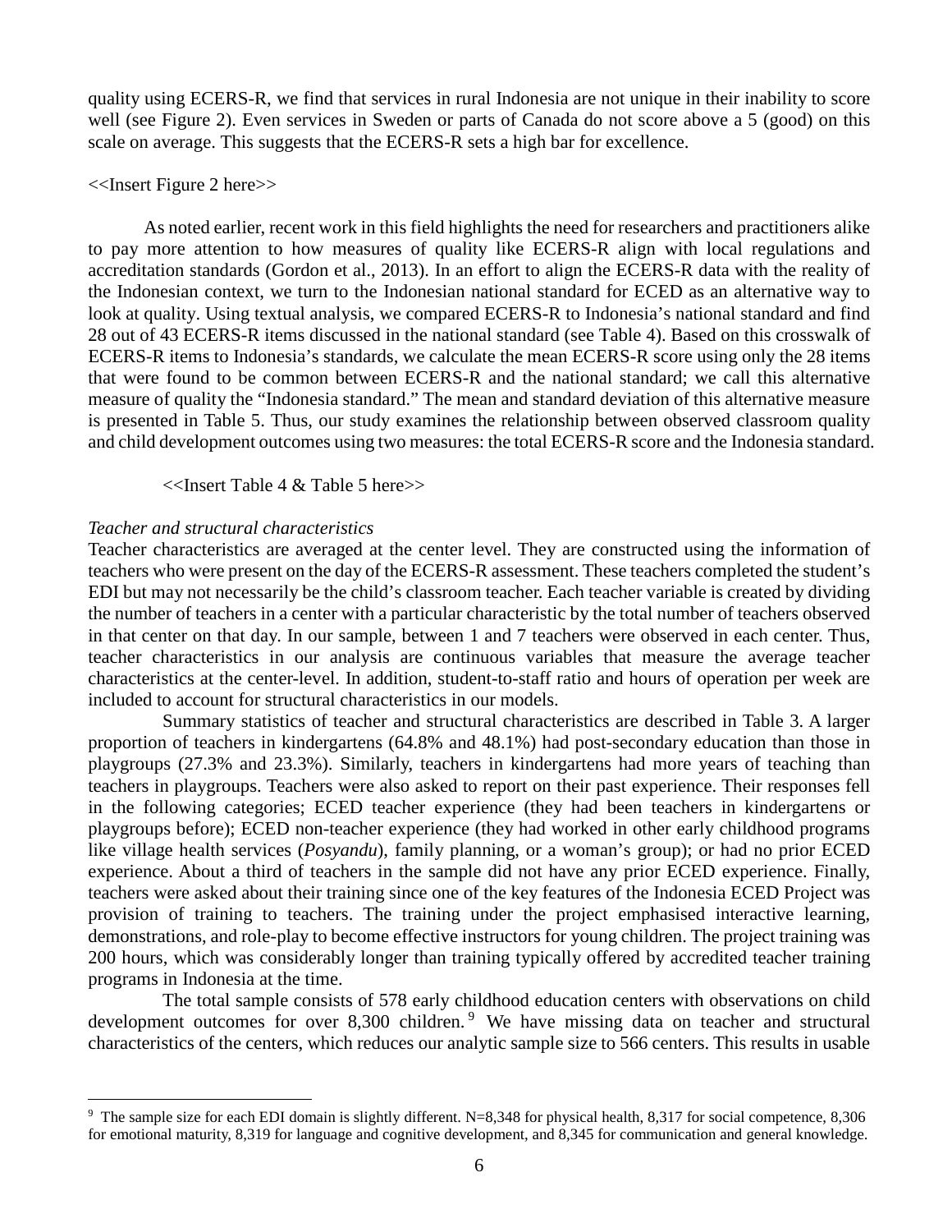quality using ECERS-R, we find that services in rural Indonesia are not unique in their inability to score well (see Figure 2). Even services in Sweden or parts of Canada do not score above a 5 (good) on this scale on average. This suggests that the ECERS-R sets a high bar for excellence.

<<Insert Figure 2 here>>

As noted earlier, recent work in this field highlights the need for researchers and practitioners alike to pay more attention to how measures of quality like ECERS-R align with local regulations and accreditation standards (Gordon et al., 2013). In an effort to align the ECERS-R data with the reality of the Indonesian context, we turn to the Indonesian national standard for ECED as an alternative way to look at quality. Using textual analysis, we compared ECERS-R to Indonesia's national standard and find 28 out of 43 ECERS-R items discussed in the national standard (see Table 4). Based on this crosswalk of ECERS-R items to Indonesia's standards, we calculate the mean ECERS-R score using only the 28 items that were found to be common between ECERS-R and the national standard; we call this alternative measure of quality the "Indonesia standard." The mean and standard deviation of this alternative measure is presented in Table 5. Thus, our study examines the relationship between observed classroom quality and child development outcomes using two measures: the total ECERS-R score and the Indonesia standard.

<<Insert Table 4 & Table 5 here>>

*Teacher and structural characteristics*

Teacher characteristics are averaged at the center level. They are constructed using the information of teachers who were present on the day of the ECERS-R assessment. These teachers completed the student's EDI but may not necessarily be the child's classroom teacher. Each teacher variable is created by dividing the number of teachers in a center with a particular characteristic by the total number of teachers observed in that center on that day. In our sample, between 1 and 7 teachers were observed in each center. Thus, teacher characteristics in our analysis are continuous variables that measure the average teacher characteristics at the center-level. In addition, student-to-staff ratio and hours of operation per week are included to account for structural characteristics in our models.

Summary statistics of teacher and structural characteristics are described in Table 3. A larger proportion of teachers in kindergartens (64.8% and 48.1%) had post-secondary education than those in playgroups (27.3% and 23.3%). Similarly, teachers in kindergartens had more years of teaching than teachers in playgroups. Teachers were also asked to report on their past experience. Their responses fell in the following categories; ECED teacher experience (they had been teachers in kindergartens or playgroups before); ECED non-teacher experience (they had worked in other early childhood programs like village health services (*Posyandu*), family planning, or a woman's group); or had no prior ECED experience. About a third of teachers in the sample did not have any prior ECED experience. Finally, teachers were asked about their training since one of the key features of the Indonesia ECED Project was provision of training to teachers. The training under the project emphasised interactive learning, demonstrations, and role-play to become effective instructors for young children. The project training was 200 hours, which was considerably longer than training typically offered by accredited teacher training programs in Indonesia at the time.

The total sample consists of 578 early childhood education centers with observations on child development outcomes for over 8,300 children.[9] We have missing data on teacher and structural characteristics of the centers, which reduces our analytic sample size to 566 centers. This results in usable

[9] The sample size for each EDI domain is slightly different. N=8,348 for physical health, 8,317 for social competence, 8,306 for emotional maturity, 8,319 for language and cognitive development, and 8,345 for communication and general knowledge.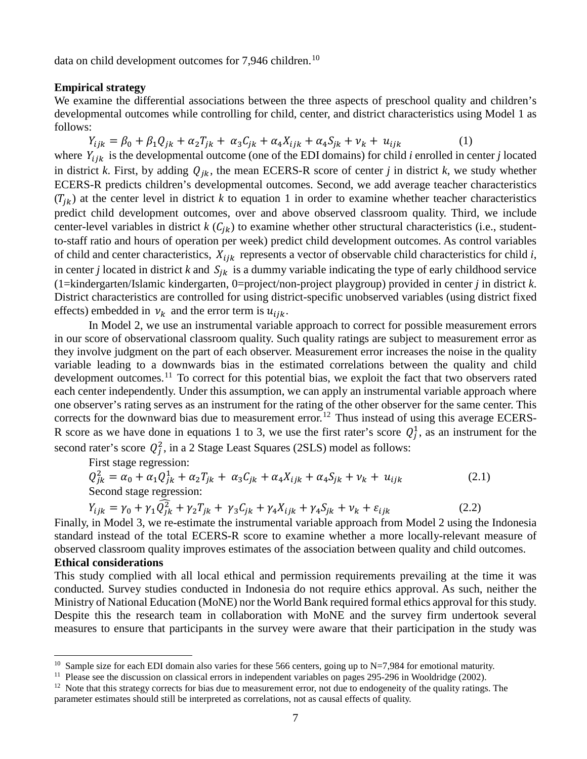data on child development outcomes for 7,946 children.[10]

**Empirical strategy**

We examine the differential associations between the three aspects of preschool quality and children's developmental outcomes while controlling for child, center, and district characteristics using Model 1 as follows:

$$Y_{ijk} = \beta_0 + \beta_1 Q_{jk} + \alpha_2 T_{jk} + \alpha_3 C_{jk} + \alpha_4 X_{ijk} + \alpha_4 S_{jk} + \nu_k + u_{ijk} \qquad (1)$$

where $Y_{ijk}$ is the developmental outcome (one of the EDI domains) for child *i* enrolled in center *j* located in district *k*. First, by adding $Q_{jk}$, the mean ECERS-R score of center *j* in district *k*, we study whether ECERS-R predicts children's developmental outcomes. Second, we add average teacher characteristics ($T_{jk}$) at the center level in district *k* to equation 1 in order to examine whether teacher characteristics predict child development outcomes, over and above observed classroom quality. Third, we include center-level variables in district *k* ($C_{jk}$) to examine whether other structural characteristics (i.e., student-to-staff ratio and hours of operation per week) predict child development outcomes. As control variables of child and center characteristics, $X_{ijk}$ represents a vector of observable child characteristics for child *i*, in center *j* located in district *k* and $S_{jk}$ is a dummy variable indicating the type of early childhood service (1=kindergarten/Islamic kindergarten, 0=project/non-project playgroup) provided in center *j* in district *k*. District characteristics are controlled for using district-specific unobserved variables (using district fixed effects) embedded in $\nu_k$ and the error term is $u_{ijk}$.

In Model 2, we use an instrumental variable approach to correct for possible measurement errors in our score of observational classroom quality. Such quality ratings are subject to measurement error as they involve judgment on the part of each observer. Measurement error increases the noise in the quality variable leading to a downwards bias in the estimated correlations between the quality and child development outcomes.[11] To correct for this potential bias, we exploit the fact that two observers rated each center independently. Under this assumption, we can apply an instrumental variable approach where one observer's rating serves as an instrument for the rating of the other observer for the same center. This corrects for the downward bias due to measurement error.[12] Thus instead of using this average ECERS-R score as we have done in equations 1 to 3, we use the first rater's score $Q_j^1$, as an instrument for the second rater's score $Q_j^2$, in a 2 Stage Least Squares (2SLS) model as follows:

First stage regression:

$$Q_{jk}^2 = \alpha_0 + \alpha_1 Q_{jk}^1 + \alpha_2 T_{jk} + \alpha_3 C_{jk} + \alpha_4 X_{ijk} + \alpha_4 S_{jk} + \nu_k + u_{ijk} \qquad (2.1)$$

Second stage regression:

$$Y_{ijk} = \gamma_0 + \gamma_1 \widehat{Q_{jk}^2} + \gamma_2 T_{jk} + \gamma_3 C_{jk} + \gamma_4 X_{ijk} + \gamma_4 S_{jk} + \nu_k + \varepsilon_{ijk} \qquad (2.2)$$

Finally, in Model 3, we re-estimate the instrumental variable approach from Model 2 using the Indonesia standard instead of the total ECERS-R score to examine whether a more locally-relevant measure of observed classroom quality improves estimates of the association between quality and child outcomes.

**Ethical considerations**

This study complied with all local ethical and permission requirements prevailing at the time it was conducted. Survey studies conducted in Indonesia do not require ethics approval. As such, neither the Ministry of National Education (MoNE) nor the World Bank required formal ethics approval for this study. Despite this the research team in collaboration with MoNE and the survey firm undertook several measures to ensure that participants in the survey were aware that their participation in the study was

[10] Sample size for each EDI domain also varies for these 566 centers, going up to N=7,984 for emotional maturity.

[11] Please see the discussion on classical errors in independent variables on pages 295-296 in Wooldridge (2002).

[12] Note that this strategy corrects for bias due to measurement error, not due to endogeneity of the quality ratings. The parameter estimates should still be interpreted as correlations, not as causal effects of quality.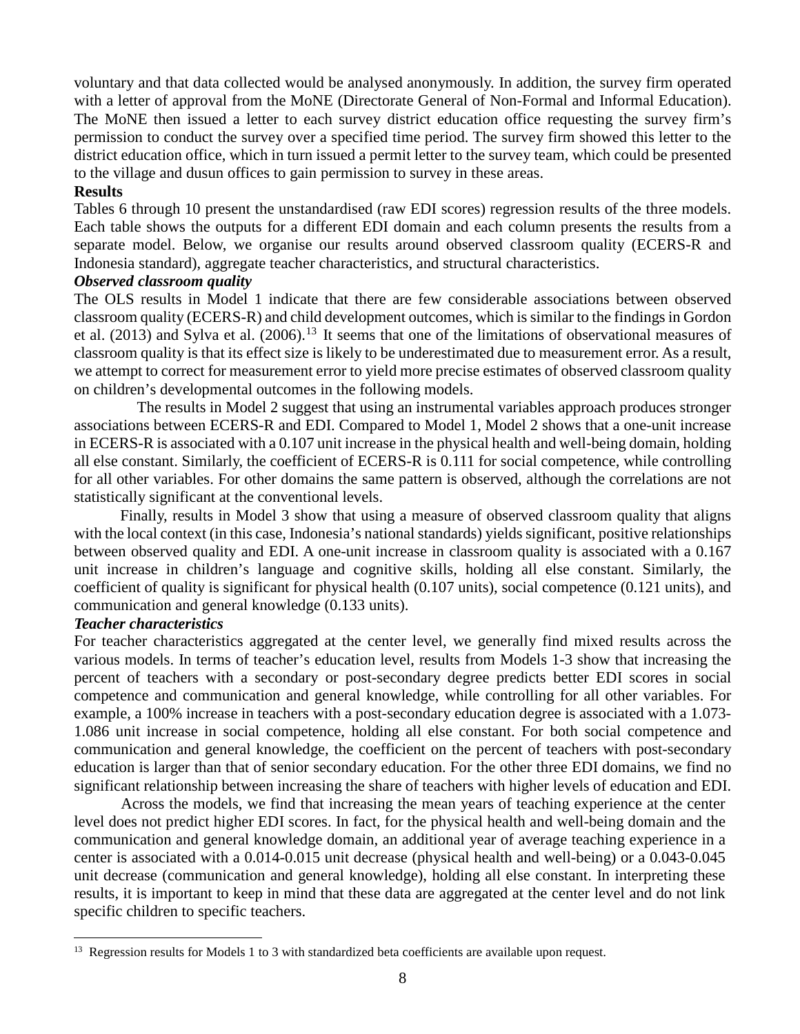voluntary and that data collected would be analysed anonymously. In addition, the survey firm operated with a letter of approval from the MoNE (Directorate General of Non-Formal and Informal Education). The MoNE then issued a letter to each survey district education office requesting the survey firm's permission to conduct the survey over a specified time period. The survey firm showed this letter to the district education office, which in turn issued a permit letter to the survey team, which could be presented to the village and dusun offices to gain permission to survey in these areas.

**Results**

Tables 6 through 10 present the unstandardised (raw EDI scores) regression results of the three models. Each table shows the outputs for a different EDI domain and each column presents the results from a separate model. Below, we organise our results around observed classroom quality (ECERS-R and Indonesia standard), aggregate teacher characteristics, and structural characteristics.

***Observed classroom quality***

The OLS results in Model 1 indicate that there are few considerable associations between observed classroom quality (ECERS-R) and child development outcomes, which is similar to the findings in Gordon et al. (2013) and Sylva et al. (2006).[13] It seems that one of the limitations of observational measures of classroom quality is that its effect size is likely to be underestimated due to measurement error. As a result, we attempt to correct for measurement error to yield more precise estimates of observed classroom quality on children's developmental outcomes in the following models.

The results in Model 2 suggest that using an instrumental variables approach produces stronger associations between ECERS-R and EDI. Compared to Model 1, Model 2 shows that a one-unit increase in ECERS-R is associated with a 0.107 unit increase in the physical health and well-being domain, holding all else constant. Similarly, the coefficient of ECERS-R is 0.111 for social competence, while controlling for all other variables. For other domains the same pattern is observed, although the correlations are not statistically significant at the conventional levels.

Finally, results in Model 3 show that using a measure of observed classroom quality that aligns with the local context (in this case, Indonesia's national standards) yields significant, positive relationships between observed quality and EDI. A one-unit increase in classroom quality is associated with a 0.167 unit increase in children's language and cognitive skills, holding all else constant. Similarly, the coefficient of quality is significant for physical health (0.107 units), social competence (0.121 units), and communication and general knowledge (0.133 units).

***Teacher characteristics***

For teacher characteristics aggregated at the center level, we generally find mixed results across the various models. In terms of teacher's education level, results from Models 1-3 show that increasing the percent of teachers with a secondary or post-secondary degree predicts better EDI scores in social competence and communication and general knowledge, while controlling for all other variables. For example, a 100% increase in teachers with a post-secondary education degree is associated with a 1.073-1.086 unit increase in social competence, holding all else constant. For both social competence and communication and general knowledge, the coefficient on the percent of teachers with post-secondary education is larger than that of senior secondary education. For the other three EDI domains, we find no significant relationship between increasing the share of teachers with higher levels of education and EDI.

Across the models, we find that increasing the mean years of teaching experience at the center level does not predict higher EDI scores. In fact, for the physical health and well-being domain and the communication and general knowledge domain, an additional year of average teaching experience in a center is associated with a 0.014-0.015 unit decrease (physical health and well-being) or a 0.043-0.045 unit decrease (communication and general knowledge), holding all else constant. In interpreting these results, it is important to keep in mind that these data are aggregated at the center level and do not link specific children to specific teachers.

[13] Regression results for Models 1 to 3 with standardized beta coefficients are available upon request.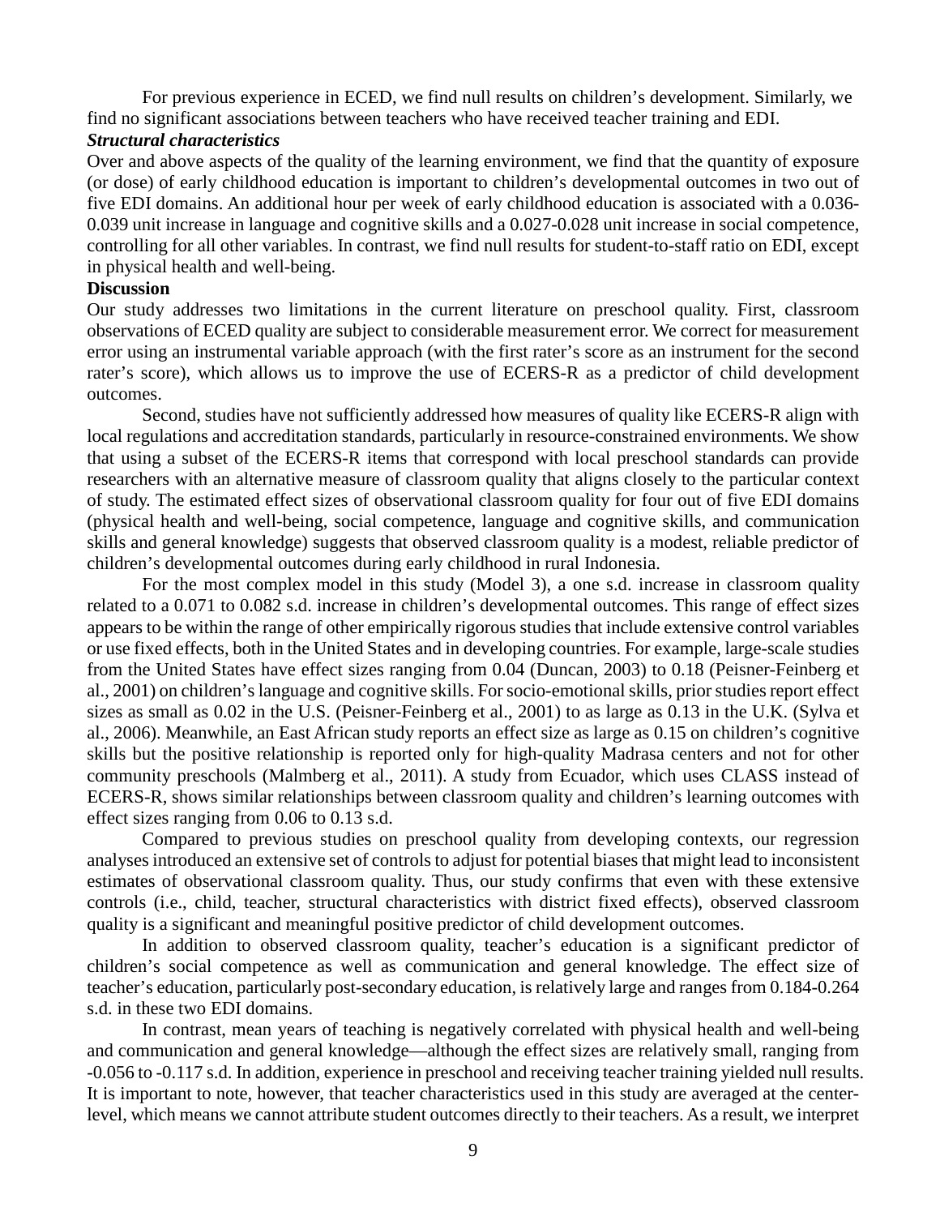For previous experience in ECED, we find null results on children's development. Similarly, we find no significant associations between teachers who have received teacher training and EDI.

***Structural characteristics***

Over and above aspects of the quality of the learning environment, we find that the quantity of exposure (or dose) of early childhood education is important to children's developmental outcomes in two out of five EDI domains. An additional hour per week of early childhood education is associated with a 0.036-0.039 unit increase in language and cognitive skills and a 0.027-0.028 unit increase in social competence, controlling for all other variables. In contrast, we find null results for student-to-staff ratio on EDI, except in physical health and well-being.

**Discussion**

Our study addresses two limitations in the current literature on preschool quality. First, classroom observations of ECED quality are subject to considerable measurement error. We correct for measurement error using an instrumental variable approach (with the first rater's score as an instrument for the second rater's score), which allows us to improve the use of ECERS-R as a predictor of child development outcomes.

Second, studies have not sufficiently addressed how measures of quality like ECERS-R align with local regulations and accreditation standards, particularly in resource-constrained environments. We show that using a subset of the ECERS-R items that correspond with local preschool standards can provide researchers with an alternative measure of classroom quality that aligns closely to the particular context of study. The estimated effect sizes of observational classroom quality for four out of five EDI domains (physical health and well-being, social competence, language and cognitive skills, and communication skills and general knowledge) suggests that observed classroom quality is a modest, reliable predictor of children's developmental outcomes during early childhood in rural Indonesia.

For the most complex model in this study (Model 3), a one s.d. increase in classroom quality related to a 0.071 to 0.082 s.d. increase in children's developmental outcomes. This range of effect sizes appears to be within the range of other empirically rigorous studies that include extensive control variables or use fixed effects, both in the United States and in developing countries. For example, large-scale studies from the United States have effect sizes ranging from 0.04 (Duncan, 2003) to 0.18 (Peisner-Feinberg et al., 2001) on children's language and cognitive skills. For socio-emotional skills, prior studies report effect sizes as small as 0.02 in the U.S. (Peisner-Feinberg et al., 2001) to as large as 0.13 in the U.K. (Sylva et al., 2006). Meanwhile, an East African study reports an effect size as large as 0.15 on children's cognitive skills but the positive relationship is reported only for high-quality Madrasa centers and not for other community preschools (Malmberg et al., 2011). A study from Ecuador, which uses CLASS instead of ECERS-R, shows similar relationships between classroom quality and children's learning outcomes with effect sizes ranging from 0.06 to 0.13 s.d.

Compared to previous studies on preschool quality from developing contexts, our regression analyses introduced an extensive set of controls to adjust for potential biases that might lead to inconsistent estimates of observational classroom quality. Thus, our study confirms that even with these extensive controls (i.e., child, teacher, structural characteristics with district fixed effects), observed classroom quality is a significant and meaningful positive predictor of child development outcomes.

In addition to observed classroom quality, teacher's education is a significant predictor of children's social competence as well as communication and general knowledge. The effect size of teacher's education, particularly post-secondary education, is relatively large and ranges from 0.184-0.264 s.d. in these two EDI domains.

In contrast, mean years of teaching is negatively correlated with physical health and well-being and communication and general knowledge—although the effect sizes are relatively small, ranging from -0.056 to -0.117 s.d. In addition, experience in preschool and receiving teacher training yielded null results. It is important to note, however, that teacher characteristics used in this study are averaged at the center-level, which means we cannot attribute student outcomes directly to their teachers. As a result, we interpret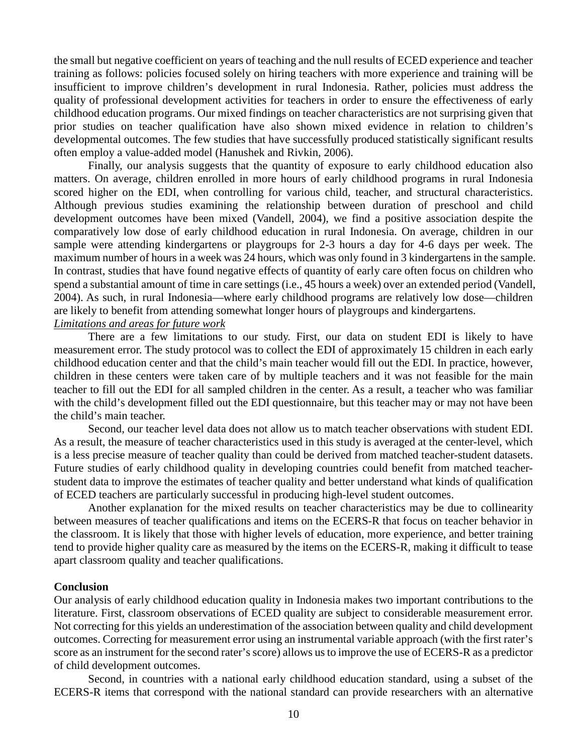the small but negative coefficient on years of teaching and the null results of ECED experience and teacher training as follows: policies focused solely on hiring teachers with more experience and training will be insufficient to improve children's development in rural Indonesia. Rather, policies must address the quality of professional development activities for teachers in order to ensure the effectiveness of early childhood education programs. Our mixed findings on teacher characteristics are not surprising given that prior studies on teacher qualification have also shown mixed evidence in relation to children's developmental outcomes. The few studies that have successfully produced statistically significant results often employ a value-added model (Hanushek and Rivkin, 2006).

Finally, our analysis suggests that the quantity of exposure to early childhood education also matters. On average, children enrolled in more hours of early childhood programs in rural Indonesia scored higher on the EDI, when controlling for various child, teacher, and structural characteristics. Although previous studies examining the relationship between duration of preschool and child development outcomes have been mixed (Vandell, 2004), we find a positive association despite the comparatively low dose of early childhood education in rural Indonesia. On average, children in our sample were attending kindergartens or playgroups for 2-3 hours a day for 4-6 days per week. The maximum number of hours in a week was 24 hours, which was only found in 3 kindergartens in the sample. In contrast, studies that have found negative effects of quantity of early care often focus on children who spend a substantial amount of time in care settings (i.e., 45 hours a week) over an extended period (Vandell, 2004). As such, in rural Indonesia—where early childhood programs are relatively low dose—children are likely to benefit from attending somewhat longer hours of playgroups and kindergartens.

*Limitations and areas for future work*

There are a few limitations to our study. First, our data on student EDI is likely to have measurement error. The study protocol was to collect the EDI of approximately 15 children in each early childhood education center and that the child's main teacher would fill out the EDI. In practice, however, children in these centers were taken care of by multiple teachers and it was not feasible for the main teacher to fill out the EDI for all sampled children in the center. As a result, a teacher who was familiar with the child's development filled out the EDI questionnaire, but this teacher may or may not have been the child's main teacher.

Second, our teacher level data does not allow us to match teacher observations with student EDI. As a result, the measure of teacher characteristics used in this study is averaged at the center-level, which is a less precise measure of teacher quality than could be derived from matched teacher-student datasets. Future studies of early childhood quality in developing countries could benefit from matched teacher-student data to improve the estimates of teacher quality and better understand what kinds of qualification of ECED teachers are particularly successful in producing high-level student outcomes.

Another explanation for the mixed results on teacher characteristics may be due to collinearity between measures of teacher qualifications and items on the ECERS-R that focus on teacher behavior in the classroom. It is likely that those with higher levels of education, more experience, and better training tend to provide higher quality care as measured by the items on the ECERS-R, making it difficult to tease apart classroom quality and teacher qualifications.

## Conclusion

Our analysis of early childhood education quality in Indonesia makes two important contributions to the literature. First, classroom observations of ECED quality are subject to considerable measurement error. Not correcting for this yields an underestimation of the association between quality and child development outcomes. Correcting for measurement error using an instrumental variable approach (with the first rater's score as an instrument for the second rater's score) allows us to improve the use of ECERS-R as a predictor of child development outcomes.

Second, in countries with a national early childhood education standard, using a subset of the ECERS-R items that correspond with the national standard can provide researchers with an alternative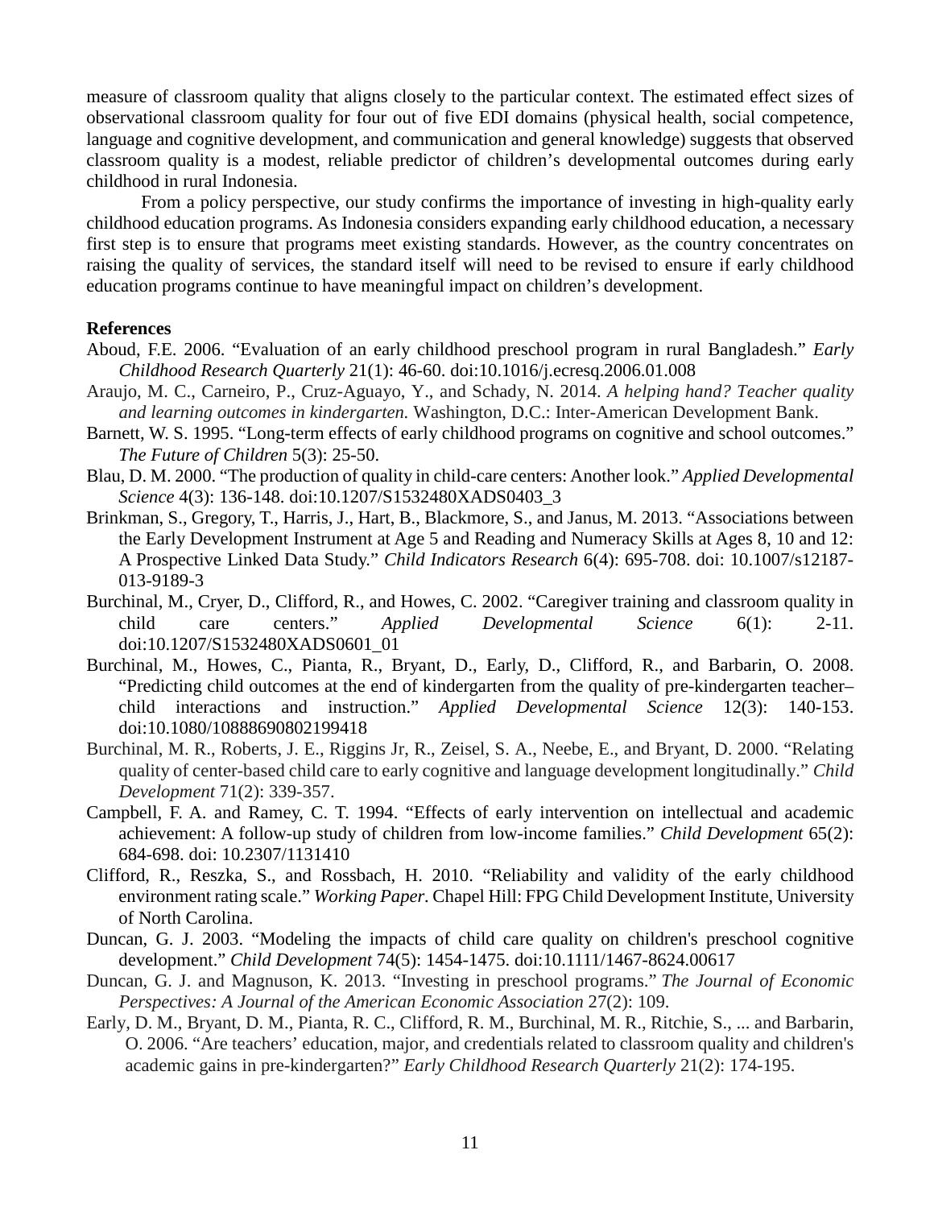measure of classroom quality that aligns closely to the particular context. The estimated effect sizes of observational classroom quality for four out of five EDI domains (physical health, social competence, language and cognitive development, and communication and general knowledge) suggests that observed classroom quality is a modest, reliable predictor of children's developmental outcomes during early childhood in rural Indonesia.

From a policy perspective, our study confirms the importance of investing in high-quality early childhood education programs. As Indonesia considers expanding early childhood education, a necessary first step is to ensure that programs meet existing standards. However, as the country concentrates on raising the quality of services, the standard itself will need to be revised to ensure if early childhood education programs continue to have meaningful impact on children's development.

**References**

Aboud, F.E. 2006. "Evaluation of an early childhood preschool program in rural Bangladesh." *Early Childhood Research Quarterly* 21(1): 46-60. doi:10.1016/j.ecresq.2006.01.008

Araujo, M. C., Carneiro, P., Cruz-Aguayo, Y., and Schady, N. 2014. *A helping hand? Teacher quality and learning outcomes in kindergarten.* Washington, D.C.: Inter-American Development Bank.

Barnett, W. S. 1995. "Long-term effects of early childhood programs on cognitive and school outcomes." *The Future of Children* 5(3): 25-50.

Blau, D. M. 2000. "The production of quality in child-care centers: Another look." *Applied Developmental Science* 4(3): 136-148. doi:10.1207/S1532480XADS0403_3

Brinkman, S., Gregory, T., Harris, J., Hart, B., Blackmore, S., and Janus, M. 2013. "Associations between the Early Development Instrument at Age 5 and Reading and Numeracy Skills at Ages 8, 10 and 12: A Prospective Linked Data Study." *Child Indicators Research* 6(4): 695-708. doi: 10.1007/s12187-013-9189-3

Burchinal, M., Cryer, D., Clifford, R., and Howes, C. 2002. "Caregiver training and classroom quality in child care centers." *Applied Developmental Science* 6(1): 2-11. doi:10.1207/S1532480XADS0601_01

Burchinal, M., Howes, C., Pianta, R., Bryant, D., Early, D., Clifford, R., and Barbarin, O. 2008. "Predicting child outcomes at the end of kindergarten from the quality of pre-kindergarten teacher–child interactions and instruction." *Applied Developmental Science* 12(3): 140-153. doi:10.1080/10888690802199418

Burchinal, M. R., Roberts, J. E., Riggins Jr, R., Zeisel, S. A., Neebe, E., and Bryant, D. 2000. "Relating quality of center-based child care to early cognitive and language development longitudinally." *Child Development* 71(2): 339-357.

Campbell, F. A. and Ramey, C. T. 1994. "Effects of early intervention on intellectual and academic achievement: A follow-up study of children from low-income families." *Child Development* 65(2): 684-698. doi: 10.2307/1131410

Clifford, R., Reszka, S., and Rossbach, H. 2010. "Reliability and validity of the early childhood environment rating scale." *Working Paper*. Chapel Hill: FPG Child Development Institute, University of North Carolina.

Duncan, G. J. 2003. "Modeling the impacts of child care quality on children's preschool cognitive development." *Child Development* 74(5): 1454-1475. doi:10.1111/1467-8624.00617

Duncan, G. J. and Magnuson, K. 2013. "Investing in preschool programs." *The Journal of Economic Perspectives: A Journal of the American Economic Association* 27(2): 109.

Early, D. M., Bryant, D. M., Pianta, R. C., Clifford, R. M., Burchinal, M. R., Ritchie, S., ... and Barbarin, O. 2006. "Are teachers' education, major, and credentials related to classroom quality and children's academic gains in pre-kindergarten?" *Early Childhood Research Quarterly* 21(2): 174-195.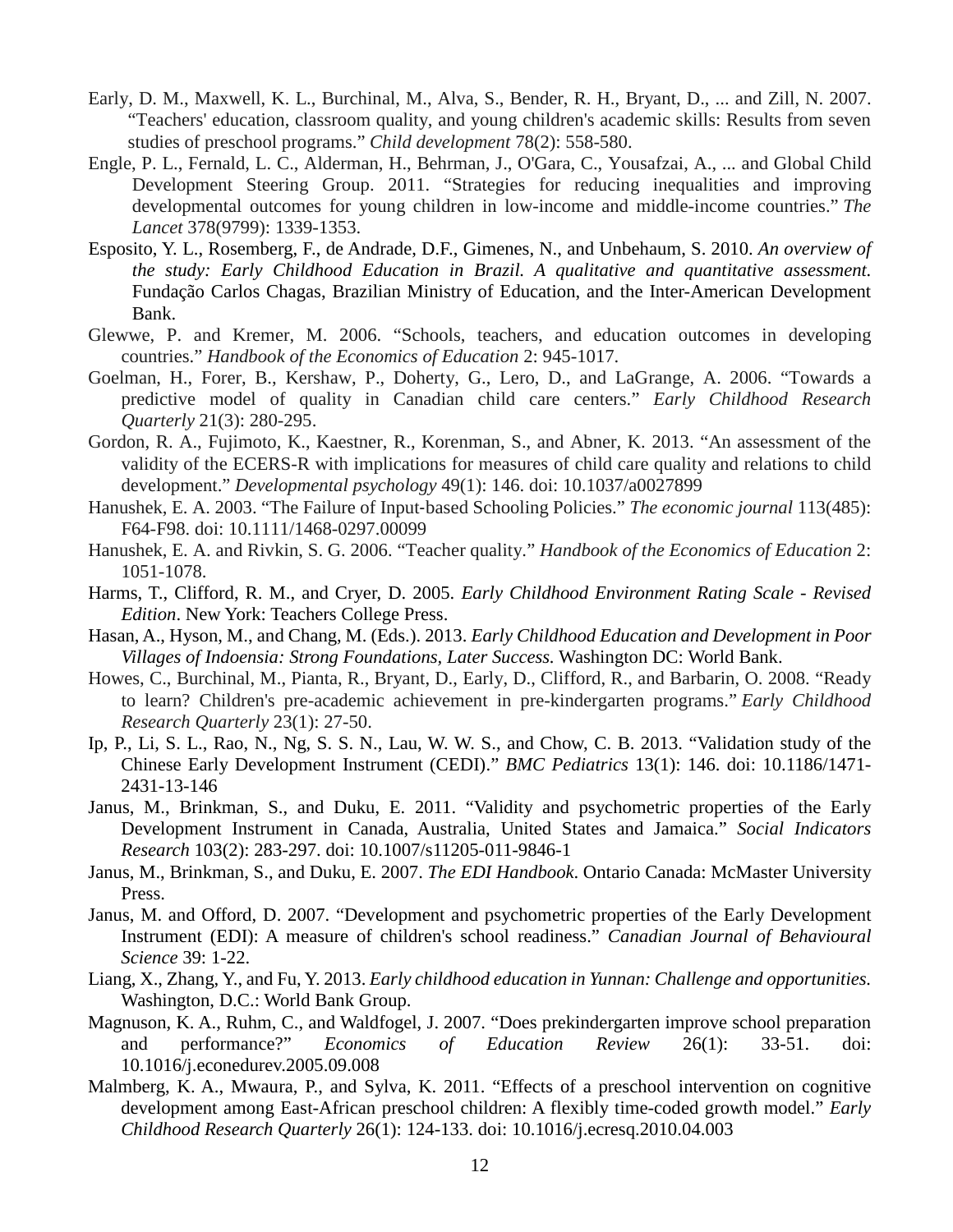Early, D. M., Maxwell, K. L., Burchinal, M., Alva, S., Bender, R. H., Bryant, D., ... and Zill, N. 2007. "Teachers' education, classroom quality, and young children's academic skills: Results from seven studies of preschool programs." *Child development* 78(2): 558-580.

Engle, P. L., Fernald, L. C., Alderman, H., Behrman, J., O'Gara, C., Yousafzai, A., ... and Global Child Development Steering Group. 2011. "Strategies for reducing inequalities and improving developmental outcomes for young children in low-income and middle-income countries." *The Lancet* 378(9799): 1339-1353.

Esposito, Y. L., Rosemberg, F., de Andrade, D.F., Gimenes, N., and Unbehaum, S. 2010. *An overview of the study: Early Childhood Education in Brazil. A qualitative and quantitative assessment.* Fundação Carlos Chagas, Brazilian Ministry of Education, and the Inter-American Development Bank.

Glewwe, P. and Kremer, M. 2006. "Schools, teachers, and education outcomes in developing countries." *Handbook of the Economics of Education* 2: 945-1017.

Goelman, H., Forer, B., Kershaw, P., Doherty, G., Lero, D., and LaGrange, A. 2006. "Towards a predictive model of quality in Canadian child care centers." *Early Childhood Research Quarterly* 21(3): 280-295.

Gordon, R. A., Fujimoto, K., Kaestner, R., Korenman, S., and Abner, K. 2013. "An assessment of the validity of the ECERS-R with implications for measures of child care quality and relations to child development." *Developmental psychology* 49(1): 146. doi: 10.1037/a0027899

Hanushek, E. A. 2003. "The Failure of Input-based Schooling Policies." *The economic journal* 113(485): F64-F98. doi: 10.1111/1468-0297.00099

Hanushek, E. A. and Rivkin, S. G. 2006. "Teacher quality." *Handbook of the Economics of Education* 2: 1051-1078.

Harms, T., Clifford, R. M., and Cryer, D. 2005. *Early Childhood Environment Rating Scale - Revised Edition*. New York: Teachers College Press.

Hasan, A., Hyson, M., and Chang, M. (Eds.). 2013. *Early Childhood Education and Development in Poor Villages of Indoensia: Strong Foundations, Later Success.* Washington DC: World Bank.

Howes, C., Burchinal, M., Pianta, R., Bryant, D., Early, D., Clifford, R., and Barbarin, O. 2008. "Ready to learn? Children's pre-academic achievement in pre-kindergarten programs." *Early Childhood Research Quarterly* 23(1): 27-50.

Ip, P., Li, S. L., Rao, N., Ng, S. S. N., Lau, W. W. S., and Chow, C. B. 2013. "Validation study of the Chinese Early Development Instrument (CEDI)." *BMC Pediatrics* 13(1): 146. doi: 10.1186/1471-2431-13-146

Janus, M., Brinkman, S., and Duku, E. 2011. "Validity and psychometric properties of the Early Development Instrument in Canada, Australia, United States and Jamaica." *Social Indicators Research* 103(2): 283-297. doi: 10.1007/s11205-011-9846-1

Janus, M., Brinkman, S., and Duku, E. 2007. *The EDI Handbook.* Ontario Canada: McMaster University Press.

Janus, M. and Offord, D. 2007. "Development and psychometric properties of the Early Development Instrument (EDI): A measure of children's school readiness." *Canadian Journal of Behavioural Science* 39: 1-22.

Liang, X., Zhang, Y., and Fu, Y. 2013. *Early childhood education in Yunnan: Challenge and opportunities.* Washington, D.C.: World Bank Group.

Magnuson, K. A., Ruhm, C., and Waldfogel, J. 2007. "Does prekindergarten improve school preparation and performance?" *Economics of Education Review* 26(1): 33-51. doi: 10.1016/j.econedurev.2005.09.008

Malmberg, K. A., Mwaura, P., and Sylva, K. 2011. "Effects of a preschool intervention on cognitive development among East-African preschool children: A flexibly time-coded growth model." *Early Childhood Research Quarterly* 26(1): 124-133. doi: 10.1016/j.ecresq.2010.04.003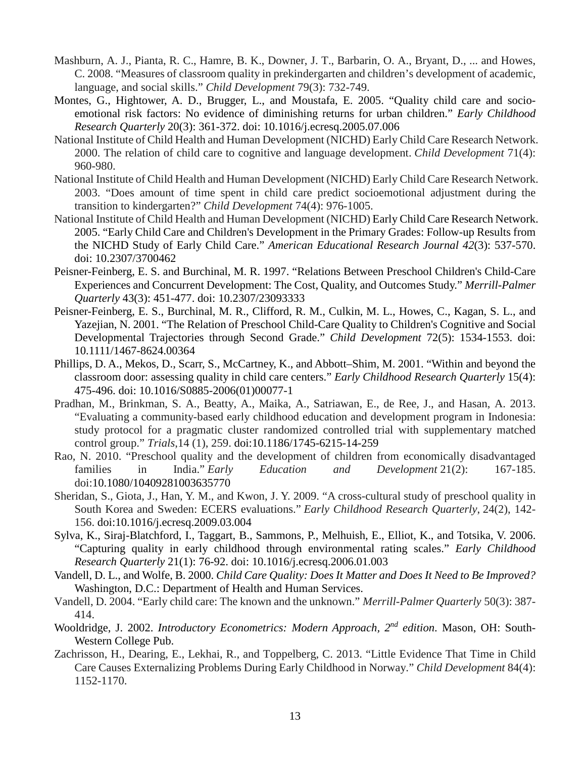Mashburn, A. J., Pianta, R. C., Hamre, B. K., Downer, J. T., Barbarin, O. A., Bryant, D., ... and Howes, C. 2008. "Measures of classroom quality in prekindergarten and children's development of academic, language, and social skills." *Child Development* 79(3): 732-749.

Montes, G., Hightower, A. D., Brugger, L., and Moustafa, E. 2005. "Quality child care and socio-emotional risk factors: No evidence of diminishing returns for urban children." *Early Childhood Research Quarterly* 20(3): 361-372. doi: 10.1016/j.ecresq.2005.07.006

National Institute of Child Health and Human Development (NICHD) Early Child Care Research Network. 2000. The relation of child care to cognitive and language development. *Child Development* 71(4): 960-980.

National Institute of Child Health and Human Development (NICHD) Early Child Care Research Network. 2003. "Does amount of time spent in child care predict socioemotional adjustment during the transition to kindergarten?" *Child Development* 74(4): 976-1005.

National Institute of Child Health and Human Development (NICHD) Early Child Care Research Network. 2005. "Early Child Care and Children's Development in the Primary Grades: Follow-up Results from the NICHD Study of Early Child Care." *American Educational Research Journal 42*(3): 537-570. doi: 10.2307/3700462

Peisner-Feinberg, E. S. and Burchinal, M. R. 1997. "Relations Between Preschool Children's Child-Care Experiences and Concurrent Development: The Cost, Quality, and Outcomes Study." *Merrill-Palmer Quarterly* 43(3): 451-477. doi: 10.2307/23093333

Peisner-Feinberg, E. S., Burchinal, M. R., Clifford, R. M., Culkin, M. L., Howes, C., Kagan, S. L., and Yazejian, N. 2001. "The Relation of Preschool Child-Care Quality to Children's Cognitive and Social Developmental Trajectories through Second Grade." *Child Development* 72(5): 1534-1553. doi: 10.1111/1467-8624.00364

Phillips, D. A., Mekos, D., Scarr, S., McCartney, K., and Abbott–Shim, M. 2001. "Within and beyond the classroom door: assessing quality in child care centers." *Early Childhood Research Quarterly* 15(4): 475-496. doi: 10.1016/S0885-2006(01)00077-1

Pradhan, M., Brinkman, S. A., Beatty, A., Maika, A., Satriawan, E., de Ree, J., and Hasan, A. 2013. "Evaluating a community-based early childhood education and development program in Indonesia: study protocol for a pragmatic cluster randomized controlled trial with supplementary matched control group." *Trials*,14 (1), 259. doi:10.1186/1745-6215-14-259

Rao, N. 2010. "Preschool quality and the development of children from economically disadvantaged families in India." *Early Education and Development* 21(2): 167-185. doi:10.1080/10409281003635770

Sheridan, S., Giota, J., Han, Y. M., and Kwon, J. Y. 2009. "A cross-cultural study of preschool quality in South Korea and Sweden: ECERS evaluations." *Early Childhood Research Quarterly*, 24(2), 142-156. doi:10.1016/j.ecresq.2009.03.004

Sylva, K., Siraj-Blatchford, I., Taggart, B., Sammons, P., Melhuish, E., Elliot, K., and Totsika, V. 2006. "Capturing quality in early childhood through environmental rating scales." *Early Childhood Research Quarterly* 21(1): 76-92. doi: 10.1016/j.ecresq.2006.01.003

Vandell, D. L., and Wolfe, B. 2000. *Child Care Quality: Does It Matter and Does It Need to Be Improved?* Washington, D.C.: Department of Health and Human Services.

Vandell, D. 2004. "Early child care: The known and the unknown." *Merrill-Palmer Quarterly* 50(3): 387-414.

Wooldridge, J. 2002. *Introductory Econometrics: Modern Approach, 2nd edition*. Mason, OH: South-Western College Pub.

Zachrisson, H., Dearing, E., Lekhai, R., and Toppelberg, C. 2013. "Little Evidence That Time in Child Care Causes Externalizing Problems During Early Childhood in Norway." *Child Development* 84(4): 1152-1170.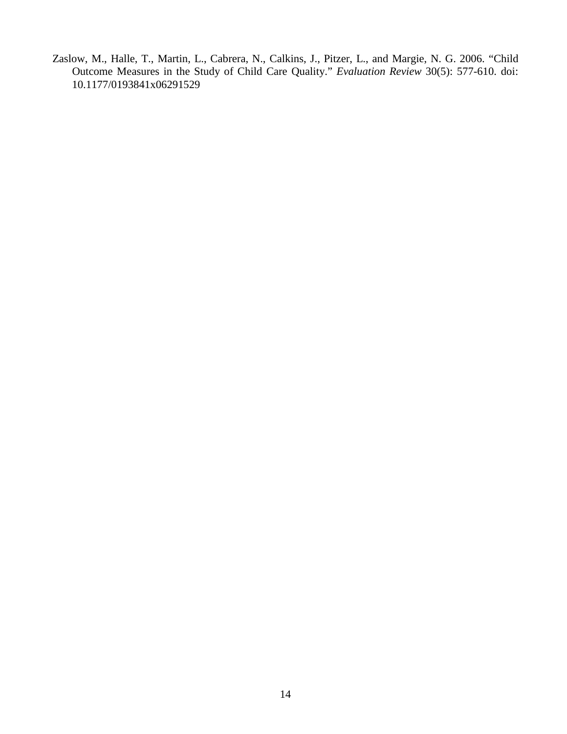Zaslow, M., Halle, T., Martin, L., Cabrera, N., Calkins, J., Pitzer, L., and Margie, N. G. 2006. "Child Outcome Measures in the Study of Child Care Quality." *Evaluation Review* 30(5): 577-610. doi: 10.1177/0193841x06291529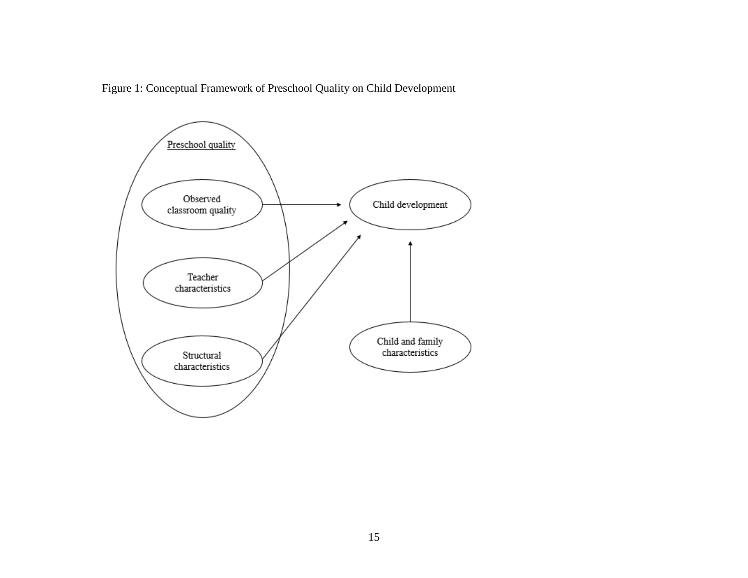Figure 1: Conceptual Framework of Preschool Quality on Child Development

Preschool quality

Observed classroom quality

Teacher characteristics

Structural characteristics

Child development

Child and family characteristics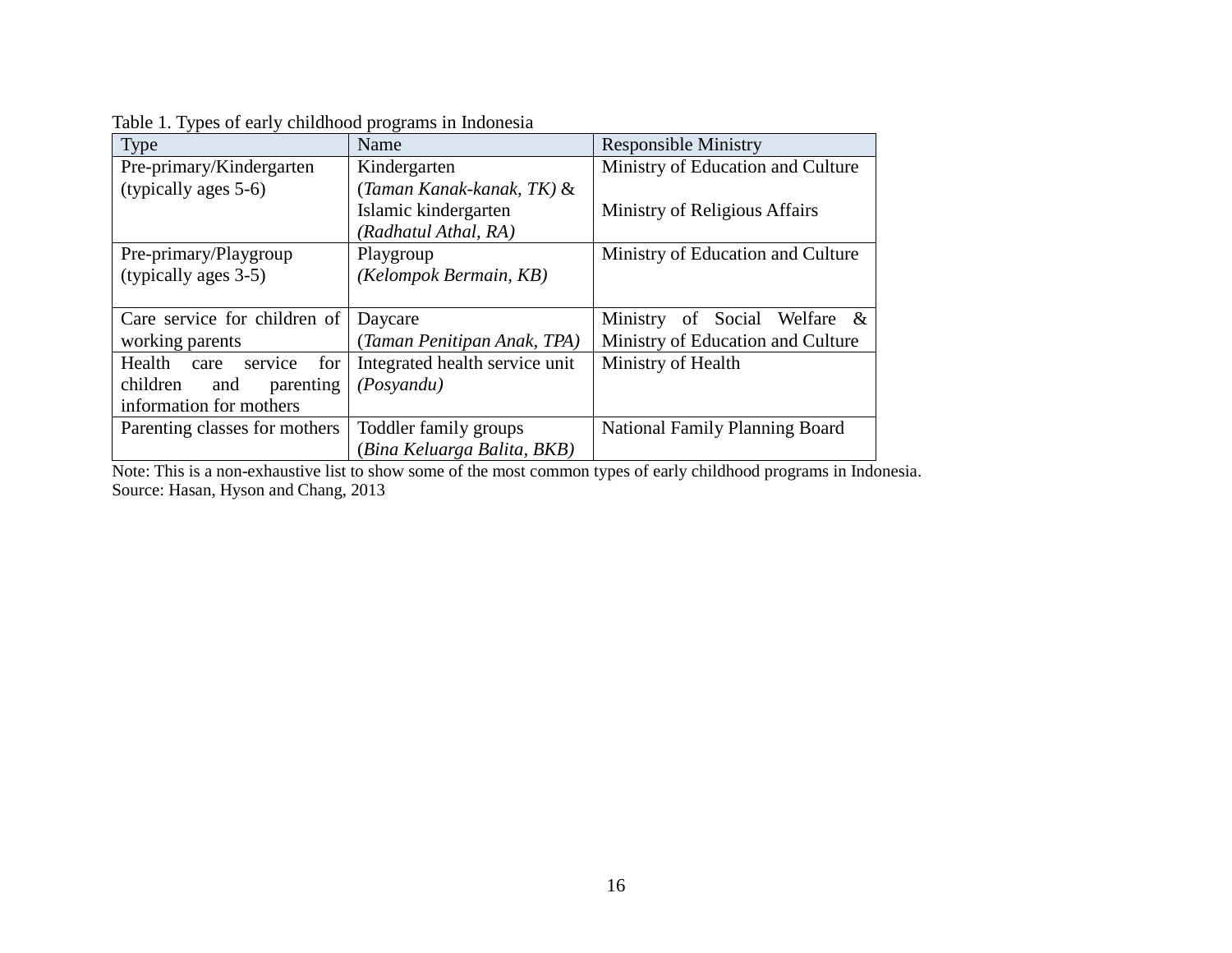Table 1. Types of early childhood programs in Indonesia

| Type | Name | Responsible Ministry |
|---|---|---|
| Pre-primary/Kindergarten (typically ages 5-6) | Kindergarten (*Taman Kanak-kanak, TK)* & Islamic kindergarten *(Radhatul Athal, RA)* | Ministry of Education and Culture<br><br>Ministry of Religious Affairs |
| Pre-primary/Playgroup (typically ages 3-5) | Playgroup *(Kelompok Bermain, KB)* | Ministry of Education and Culture |
| Care service for children of working parents | Daycare (*Taman Penitipan Anak, TPA)* | Ministry of Social Welfare & Ministry of Education and Culture |
| Health care service for children and parenting information for mothers | Integrated health service unit *(Posyandu)* | Ministry of Health |
| Parenting classes for mothers | Toddler family groups (*Bina Keluarga Balita, BKB)* | National Family Planning Board |

Note: This is a non-exhaustive list to show some of the most common types of early childhood programs in Indonesia.
Source: Hasan, Hyson and Chang, 2013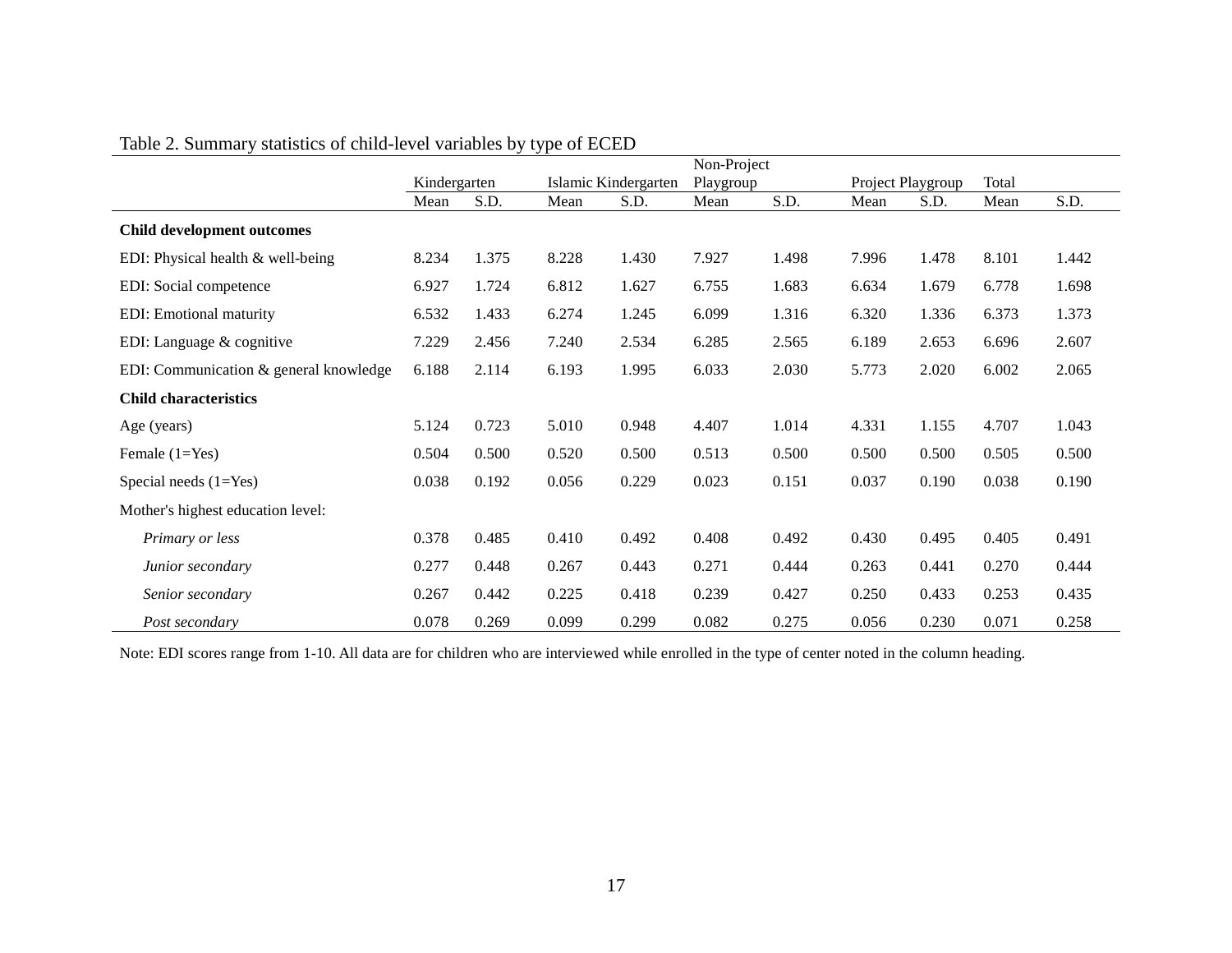Table 2. Summary statistics of child-level variables by type of ECED

| | Kindergarten | | Islamic Kindergarten | | Non-Project Playgroup | | Project Playgroup | | Total | |
|---|---|---|---|---|---|---|---|---|---|---|
| | Mean | S.D. | Mean | S.D. | Mean | S.D. | Mean | S.D. | Mean | S.D. |
| **Child development outcomes** | | | | | | | | | | |
| EDI: Physical health & well-being | 8.234 | 1.375 | 8.228 | 1.430 | 7.927 | 1.498 | 7.996 | 1.478 | 8.101 | 1.442 |
| EDI: Social competence | 6.927 | 1.724 | 6.812 | 1.627 | 6.755 | 1.683 | 6.634 | 1.679 | 6.778 | 1.698 |
| EDI: Emotional maturity | 6.532 | 1.433 | 6.274 | 1.245 | 6.099 | 1.316 | 6.320 | 1.336 | 6.373 | 1.373 |
| EDI: Language & cognitive | 7.229 | 2.456 | 7.240 | 2.534 | 6.285 | 2.565 | 6.189 | 2.653 | 6.696 | 2.607 |
| EDI: Communication & general knowledge | 6.188 | 2.114 | 6.193 | 1.995 | 6.033 | 2.030 | 5.773 | 2.020 | 6.002 | 2.065 |
| **Child characteristics** | | | | | | | | | | |
| Age (years) | 5.124 | 0.723 | 5.010 | 0.948 | 4.407 | 1.014 | 4.331 | 1.155 | 4.707 | 1.043 |
| Female (1=Yes) | 0.504 | 0.500 | 0.520 | 0.500 | 0.513 | 0.500 | 0.500 | 0.500 | 0.505 | 0.500 |
| Special needs (1=Yes) | 0.038 | 0.192 | 0.056 | 0.229 | 0.023 | 0.151 | 0.037 | 0.190 | 0.038 | 0.190 |
| Mother's highest education level: | | | | | | | | | | |
| *Primary or less* | 0.378 | 0.485 | 0.410 | 0.492 | 0.408 | 0.492 | 0.430 | 0.495 | 0.405 | 0.491 |
| *Junior secondary* | 0.277 | 0.448 | 0.267 | 0.443 | 0.271 | 0.444 | 0.263 | 0.441 | 0.270 | 0.444 |
| *Senior secondary* | 0.267 | 0.442 | 0.225 | 0.418 | 0.239 | 0.427 | 0.250 | 0.433 | 0.253 | 0.435 |
| *Post secondary* | 0.078 | 0.269 | 0.099 | 0.299 | 0.082 | 0.275 | 0.056 | 0.230 | 0.071 | 0.258 |

Note: EDI scores range from 1-10. All data are for children who are interviewed while enrolled in the type of center noted in the column heading.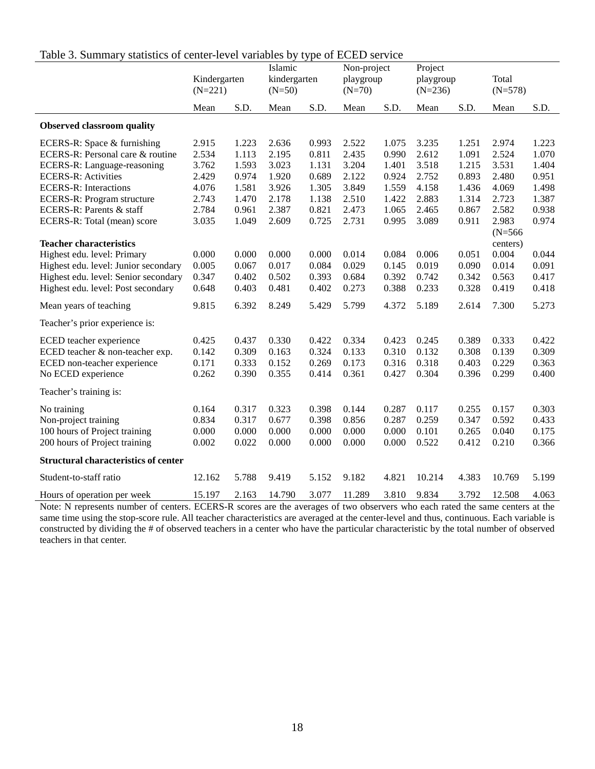Table 3. Summary statistics of center-level variables by type of ECED service

| | Kindergarten (N=221) | | Islamic kindergarten (N=50) | | Non-project playgroup (N=70) | | Project playgroup (N=236) | | Total (N=578) | |
|---|---|---|---|---|---|---|---|---|---|---|
| | Mean | S.D. | Mean | S.D. | Mean | S.D. | Mean | S.D. | Mean | S.D. |
| **Observed classroom quality** | | | | | | | | | | |
| ECERS-R: Space & furnishing | 2.915 | 1.223 | 2.636 | 0.993 | 2.522 | 1.075 | 3.235 | 1.251 | 2.974 | 1.223 |
| ECERS-R: Personal care & routine | 2.534 | 1.113 | 2.195 | 0.811 | 2.435 | 0.990 | 2.612 | 1.091 | 2.524 | 1.070 |
| ECERS-R: Language-reasoning | 3.762 | 1.593 | 3.023 | 1.131 | 3.204 | 1.401 | 3.518 | 1.215 | 3.531 | 1.404 |
| ECERS-R: Activities | 2.429 | 0.974 | 1.920 | 0.689 | 2.122 | 0.924 | 2.752 | 0.893 | 2.480 | 0.951 |
| ECERS-R: Interactions | 4.076 | 1.581 | 3.926 | 1.305 | 3.849 | 1.559 | 4.158 | 1.436 | 4.069 | 1.498 |
| ECERS-R: Program structure | 2.743 | 1.470 | 2.178 | 1.138 | 2.510 | 1.422 | 2.883 | 1.314 | 2.723 | 1.387 |
| ECERS-R: Parents & staff | 2.784 | 0.961 | 2.387 | 0.821 | 2.473 | 1.065 | 2.465 | 0.867 | 2.582 | 0.938 |
| ECERS-R: Total (mean) score | 3.035 | 1.049 | 2.609 | 0.725 | 2.731 | 0.995 | 3.089 | 0.911 | 2.983 | 0.974 |
| **Teacher characteristics** | | | | | | | | | (N=566 centers) | |
| Highest edu. level: Primary | 0.000 | 0.000 | 0.000 | 0.000 | 0.014 | 0.084 | 0.006 | 0.051 | 0.004 | 0.044 |
| Highest edu. level: Junior secondary | 0.005 | 0.067 | 0.017 | 0.084 | 0.029 | 0.145 | 0.019 | 0.090 | 0.014 | 0.091 |
| Highest edu. level: Senior secondary | 0.347 | 0.402 | 0.502 | 0.393 | 0.684 | 0.392 | 0.742 | 0.342 | 0.563 | 0.417 |
| Highest edu. level: Post secondary | 0.648 | 0.403 | 0.481 | 0.402 | 0.273 | 0.388 | 0.233 | 0.328 | 0.419 | 0.418 |
| Mean years of teaching | 9.815 | 6.392 | 8.249 | 5.429 | 5.799 | 4.372 | 5.189 | 2.614 | 7.300 | 5.273 |
| Teacher's prior experience is: | | | | | | | | | | |
| ECED teacher experience | 0.425 | 0.437 | 0.330 | 0.422 | 0.334 | 0.423 | 0.245 | 0.389 | 0.333 | 0.422 |
| ECED teacher & non-teacher exp. | 0.142 | 0.309 | 0.163 | 0.324 | 0.133 | 0.310 | 0.132 | 0.308 | 0.139 | 0.309 |
| ECED non-teacher experience | 0.171 | 0.333 | 0.152 | 0.269 | 0.173 | 0.316 | 0.318 | 0.403 | 0.229 | 0.363 |
| No ECED experience | 0.262 | 0.390 | 0.355 | 0.414 | 0.361 | 0.427 | 0.304 | 0.396 | 0.299 | 0.400 |
| Teacher's training is: | | | | | | | | | | |
| No training | 0.164 | 0.317 | 0.323 | 0.398 | 0.144 | 0.287 | 0.117 | 0.255 | 0.157 | 0.303 |
| Non-project training | 0.834 | 0.317 | 0.677 | 0.398 | 0.856 | 0.287 | 0.259 | 0.347 | 0.592 | 0.433 |
| 100 hours of Project training | 0.000 | 0.000 | 0.000 | 0.000 | 0.000 | 0.000 | 0.101 | 0.265 | 0.040 | 0.175 |
| 200 hours of Project training | 0.002 | 0.022 | 0.000 | 0.000 | 0.000 | 0.000 | 0.522 | 0.412 | 0.210 | 0.366 |
| **Structural characteristics of center** | | | | | | | | | | |
| Student-to-staff ratio | 12.162 | 5.788 | 9.419 | 5.152 | 9.182 | 4.821 | 10.214 | 4.383 | 10.769 | 5.199 |
| Hours of operation per week | 15.197 | 2.163 | 14.790 | 3.077 | 11.289 | 3.810 | 9.834 | 3.792 | 12.508 | 4.063 |

Note: N represents number of centers. ECERS-R scores are the averages of two observers who each rated the same centers at the same time using the stop-score rule. All teacher characteristics are averaged at the center-level and thus, continuous. Each variable is constructed by dividing the # of observed teachers in a center who have the particular characteristic by the total number of observed teachers in that center.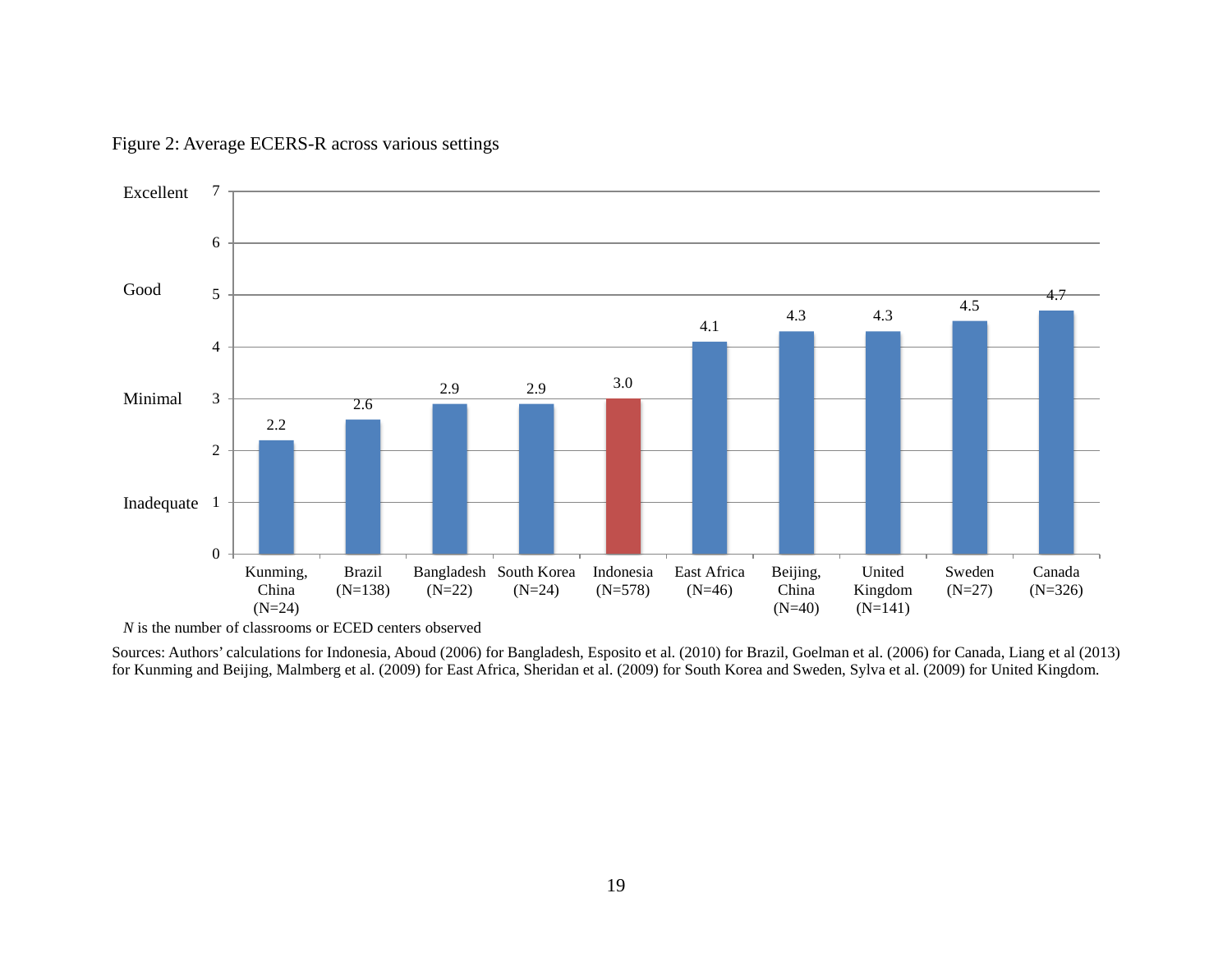Figure 2: Average ECERS-R across various settings

| Setting | N | Average ECERS-R |
|---|---|---|
| Kunming, China | 24 | 2.2 |
| Brazil | 138 | 2.6 |
| Bangladesh | 22 | 2.9 |
| South Korea | 24 | 2.9 |
| Indonesia | 578 | 3.0 |
| East Africa | 46 | 4.1 |
| Beijing, China | 40 | 4.3 |
| United Kingdom | 141 | 4.3 |
| Sweden | 27 | 4.5 |
| Canada | 326 | 4.7 |

Scale: 1 = Inadequate, 3 = Minimal, 5 = Good, 7 = Excellent

*N* is the number of classrooms or ECED centers observed

Sources: Authors' calculations for Indonesia, Aboud (2006) for Bangladesh, Esposito et al. (2010) for Brazil, Goelman et al. (2006) for Canada, Liang et al (2013) for Kunming and Beijing, Malmberg et al. (2009) for East Africa, Sheridan et al. (2009) for South Korea and Sweden, Sylva et al. (2009) for United Kingdom.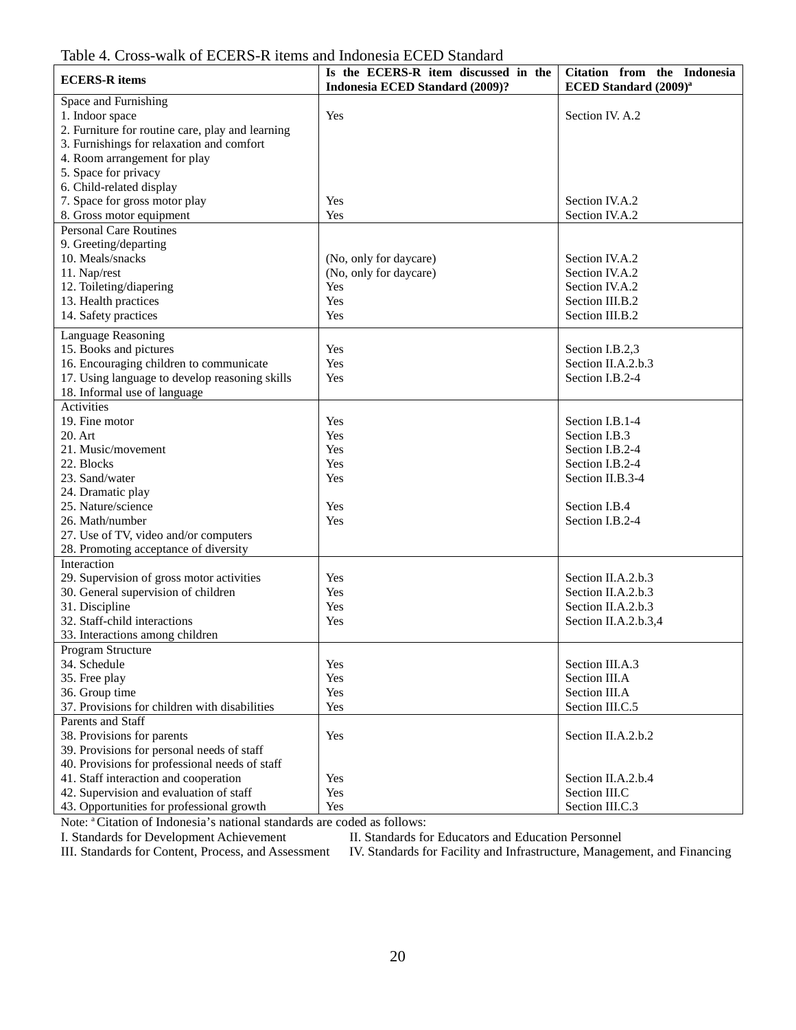Table 4. Cross-walk of ECERS-R items and Indonesia ECED Standard

| ECERS-R items | Is the ECERS-R item discussed in the Indonesia ECED Standard (2009)? | Citation from the Indonesia ECED Standard (2009)[a] |
|---|---|---|
| Space and Furnishing | | |
| 1. Indoor space | Yes | Section IV. A.2 |
| 2. Furniture for routine care, play and learning | | |
| 3. Furnishings for relaxation and comfort | | |
| 4. Room arrangement for play | | |
| 5. Space for privacy | | |
| 6. Child-related display | | |
| 7. Space for gross motor play | Yes | Section IV.A.2 |
| 8. Gross motor equipment | Yes | Section IV.A.2 |
| Personal Care Routines | | |
| 9. Greeting/departing | | |
| 10. Meals/snacks | (No, only for daycare) | Section IV.A.2 |
| 11. Nap/rest | (No, only for daycare) | Section IV.A.2 |
| 12. Toileting/diapering | Yes | Section IV.A.2 |
| 13. Health practices | Yes | Section III.B.2 |
| 14. Safety practices | Yes | Section III.B.2 |
| Language Reasoning | | |
| 15. Books and pictures | Yes | Section I.B.2,3 |
| 16. Encouraging children to communicate | Yes | Section II.A.2.b.3 |
| 17. Using language to develop reasoning skills | Yes | Section I.B.2-4 |
| 18. Informal use of language | | |
| Activities | | |
| 19. Fine motor | Yes | Section I.B.1-4 |
| 20. Art | Yes | Section I.B.3 |
| 21. Music/movement | Yes | Section I.B.2-4 |
| 22. Blocks | Yes | Section I.B.2-4 |
| 23. Sand/water | Yes | Section II.B.3-4 |
| 24. Dramatic play | | |
| 25. Nature/science | Yes | Section I.B.4 |
| 26. Math/number | Yes | Section I.B.2-4 |
| 27. Use of TV, video and/or computers | | |
| 28. Promoting acceptance of diversity | | |
| Interaction | | |
| 29. Supervision of gross motor activities | Yes | Section II.A.2.b.3 |
| 30. General supervision of children | Yes | Section II.A.2.b.3 |
| 31. Discipline | Yes | Section II.A.2.b.3 |
| 32. Staff-child interactions | Yes | Section II.A.2.b.3,4 |
| 33. Interactions among children | | |
| Program Structure | | |
| 34. Schedule | Yes | Section III.A.3 |
| 35. Free play | Yes | Section III.A |
| 36. Group time | Yes | Section III.A |
| 37. Provisions for children with disabilities | Yes | Section III.C.5 |
| Parents and Staff | | |
| 38. Provisions for parents | Yes | Section II.A.2.b.2 |
| 39. Provisions for personal needs of staff | | |
| 40. Provisions for professional needs of staff | | |
| 41. Staff interaction and cooperation | Yes | Section II.A.2.b.4 |
| 42. Supervision and evaluation of staff | Yes | Section III.C |
| 43. Opportunities for professional growth | Yes | Section III.C.3 |

Note: [a] Citation of Indonesia's national standards are coded as follows:
I. Standards for Development Achievement II. Standards for Educators and Education Personnel
III. Standards for Content, Process, and Assessment IV. Standards for Facility and Infrastructure, Management, and Financing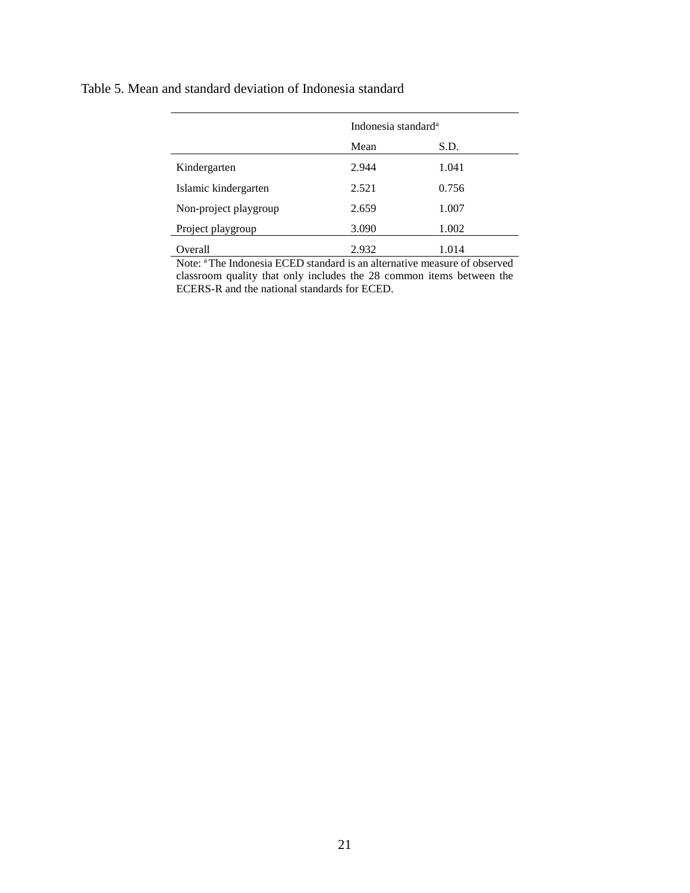Table 5. Mean and standard deviation of Indonesia standard

| | Indonesia standard[a] | |
|---|---|---|
| | Mean | S.D. |
| Kindergarten | 2.944 | 1.041 |
| Islamic kindergarten | 2.521 | 0.756 |
| Non-project playgroup | 2.659 | 1.007 |
| Project playgroup | 3.090 | 1.002 |
| Overall | 2.932 | 1.014 |

Note: [a] The Indonesia ECED standard is an alternative measure of observed classroom quality that only includes the 28 common items between the ECERS-R and the national standards for ECED.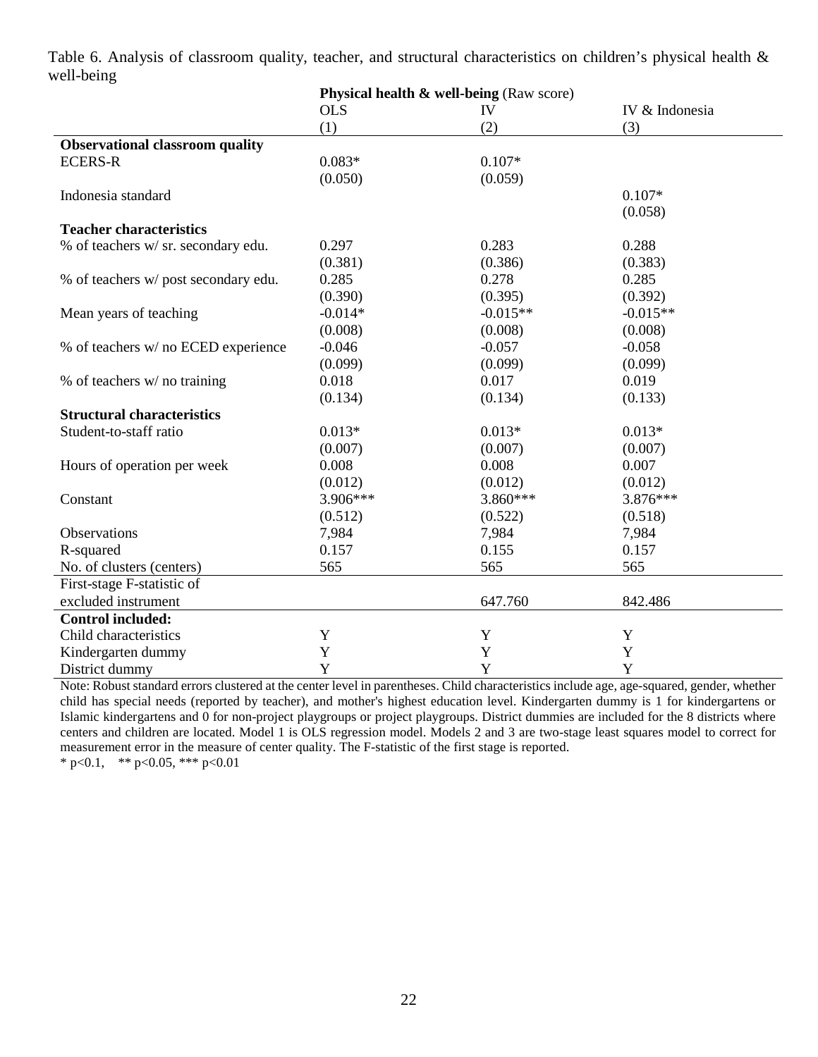Table 6. Analysis of classroom quality, teacher, and structural characteristics on children's physical health & well-being

| | **Physical health & well-being** (Raw score) | | |
|---|---|---|---|
| | OLS | IV | IV & Indonesia |
| | (1) | (2) | (3) |
| **Observational classroom quality** | | | |
| ECERS-R | 0.083* | 0.107* | |
| | (0.050) | (0.059) | |
| Indonesia standard | | | 0.107* |
| | | | (0.058) |
| **Teacher characteristics** | | | |
| % of teachers w/ sr. secondary edu. | 0.297 | 0.283 | 0.288 |
| | (0.381) | (0.386) | (0.383) |
| % of teachers w/ post secondary edu. | 0.285 | 0.278 | 0.285 |
| | (0.390) | (0.395) | (0.392) |
| Mean years of teaching | -0.014* | -0.015** | -0.015** |
| | (0.008) | (0.008) | (0.008) |
| % of teachers w/ no ECED experience | -0.046 | -0.057 | -0.058 |
| | (0.099) | (0.099) | (0.099) |
| % of teachers w/ no training | 0.018 | 0.017 | 0.019 |
| | (0.134) | (0.134) | (0.133) |
| **Structural characteristics** | | | |
| Student-to-staff ratio | 0.013* | 0.013* | 0.013* |
| | (0.007) | (0.007) | (0.007) |
| Hours of operation per week | 0.008 | 0.008 | 0.007 |
| | (0.012) | (0.012) | (0.012) |
| Constant | 3.906*** | 3.860*** | 3.876*** |
| | (0.512) | (0.522) | (0.518) |
| Observations | 7,984 | 7,984 | 7,984 |
| R-squared | 0.157 | 0.155 | 0.157 |
| No. of clusters (centers) | 565 | 565 | 565 |
| First-stage F-statistic of excluded instrument | | 647.760 | 842.486 |
| **Control included:** | | | |
| Child characteristics | Y | Y | Y |
| Kindergarten dummy | Y | Y | Y |
| District dummy | Y | Y | Y |

Note: Robust standard errors clustered at the center level in parentheses. Child characteristics include age, age-squared, gender, whether child has special needs (reported by teacher), and mother's highest education level. Kindergarten dummy is 1 for kindergartens or Islamic kindergartens and 0 for non-project playgroups or project playgroups. District dummies are included for the 8 districts where centers and children are located. Model 1 is OLS regression model. Models 2 and 3 are two-stage least squares model to correct for measurement error in the measure of center quality. The F-statistic of the first stage is reported.

\* p<0.1, ** p<0.05, *** p<0.01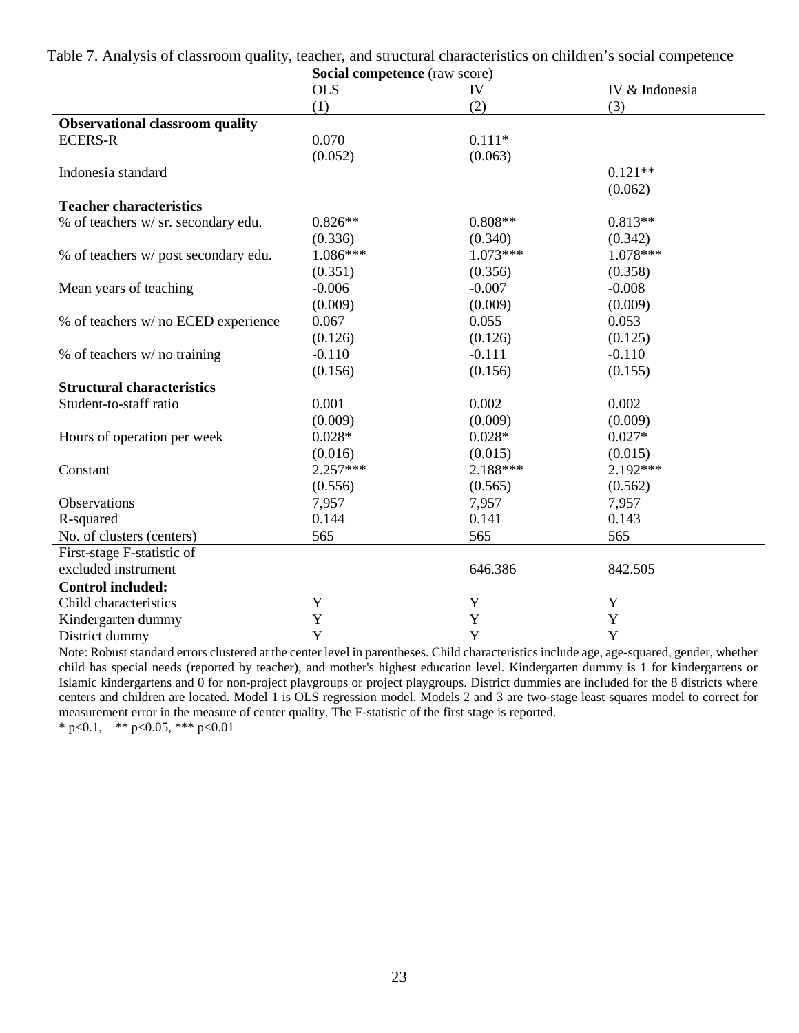Table 7. Analysis of classroom quality, teacher, and structural characteristics on children's social competence

| | **Social competence** (raw score) | | |
|---|---|---|---|
| | OLS | IV | IV & Indonesia |
| | (1) | (2) | (3) |
| **Observational classroom quality** | | | |
| ECERS-R | 0.070 | 0.111* | |
| | (0.052) | (0.063) | |
| Indonesia standard | | | 0.121** |
| | | | (0.062) |
| **Teacher characteristics** | | | |
| % of teachers w/ sr. secondary edu. | 0.826** | 0.808** | 0.813** |
| | (0.336) | (0.340) | (0.342) |
| % of teachers w/ post secondary edu. | 1.086*** | 1.073*** | 1.078*** |
| | (0.351) | (0.356) | (0.358) |
| Mean years of teaching | -0.006 | -0.007 | -0.008 |
| | (0.009) | (0.009) | (0.009) |
| % of teachers w/ no ECED experience | 0.067 | 0.055 | 0.053 |
| | (0.126) | (0.126) | (0.125) |
| % of teachers w/ no training | -0.110 | -0.111 | -0.110 |
| | (0.156) | (0.156) | (0.155) |
| **Structural characteristics** | | | |
| Student-to-staff ratio | 0.001 | 0.002 | 0.002 |
| | (0.009) | (0.009) | (0.009) |
| Hours of operation per week | 0.028* | 0.028* | 0.027* |
| | (0.016) | (0.015) | (0.015) |
| Constant | 2.257*** | 2.188*** | 2.192*** |
| | (0.556) | (0.565) | (0.562) |
| Observations | 7,957 | 7,957 | 7,957 |
| R-squared | 0.144 | 0.141 | 0.143 |
| No. of clusters (centers) | 565 | 565 | 565 |
| First-stage F-statistic of excluded instrument | | 646.386 | 842.505 |
| **Control included:** | | | |
| Child characteristics | Y | Y | Y |
| Kindergarten dummy | Y | Y | Y |
| District dummy | Y | Y | Y |

Note: Robust standard errors clustered at the center level in parentheses. Child characteristics include age, age-squared, gender, whether child has special needs (reported by teacher), and mother's highest education level. Kindergarten dummy is 1 for kindergartens or Islamic kindergartens and 0 for non-project playgroups or project playgroups. District dummies are included for the 8 districts where centers and children are located. Model 1 is OLS regression model. Models 2 and 3 are two-stage least squares model to correct for measurement error in the measure of center quality. The F-statistic of the first stage is reported.

\* p<0.1, \*\* p<0.05, \*\*\* p<0.01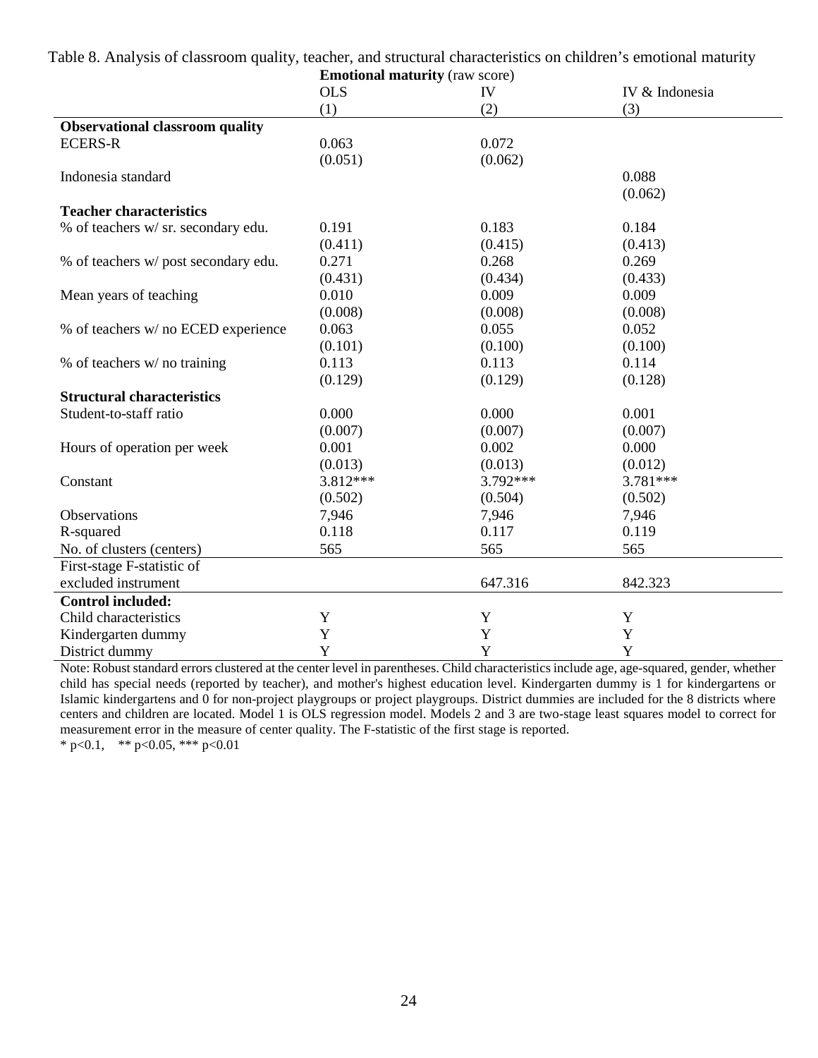Table 8. Analysis of classroom quality, teacher, and structural characteristics on children's emotional maturity

| | **Emotional maturity** (raw score) | | |
|---|---|---|---|
| | OLS | IV | IV & Indonesia |
| | (1) | (2) | (3) |
| **Observational classroom quality** | | | |
| ECERS-R | 0.063 | 0.072 | |
| | (0.051) | (0.062) | |
| Indonesia standard | | | 0.088 |
| | | | (0.062) |
| **Teacher characteristics** | | | |
| % of teachers w/ sr. secondary edu. | 0.191 | 0.183 | 0.184 |
| | (0.411) | (0.415) | (0.413) |
| % of teachers w/ post secondary edu. | 0.271 | 0.268 | 0.269 |
| | (0.431) | (0.434) | (0.433) |
| Mean years of teaching | 0.010 | 0.009 | 0.009 |
| | (0.008) | (0.008) | (0.008) |
| % of teachers w/ no ECED experience | 0.063 | 0.055 | 0.052 |
| | (0.101) | (0.100) | (0.100) |
| % of teachers w/ no training | 0.113 | 0.113 | 0.114 |
| | (0.129) | (0.129) | (0.128) |
| **Structural characteristics** | | | |
| Student-to-staff ratio | 0.000 | 0.000 | 0.001 |
| | (0.007) | (0.007) | (0.007) |
| Hours of operation per week | 0.001 | 0.002 | 0.000 |
| | (0.013) | (0.013) | (0.012) |
| Constant | 3.812*** | 3.792*** | 3.781*** |
| | (0.502) | (0.504) | (0.502) |
| Observations | 7,946 | 7,946 | 7,946 |
| R-squared | 0.118 | 0.117 | 0.119 |
| No. of clusters (centers) | 565 | 565 | 565 |
| First-stage F-statistic of excluded instrument | | 647.316 | 842.323 |
| **Control included:** | | | |
| Child characteristics | Y | Y | Y |
| Kindergarten dummy | Y | Y | Y |
| District dummy | Y | Y | Y |

Note: Robust standard errors clustered at the center level in parentheses. Child characteristics include age, age-squared, gender, whether child has special needs (reported by teacher), and mother's highest education level. Kindergarten dummy is 1 for kindergartens or Islamic kindergartens and 0 for non-project playgroups or project playgroups. District dummies are included for the 8 districts where centers and children are located. Model 1 is OLS regression model. Models 2 and 3 are two-stage least squares model to correct for measurement error in the measure of center quality. The F-statistic of the first stage is reported.

* p<0.1, ** p<0.05, *** p<0.01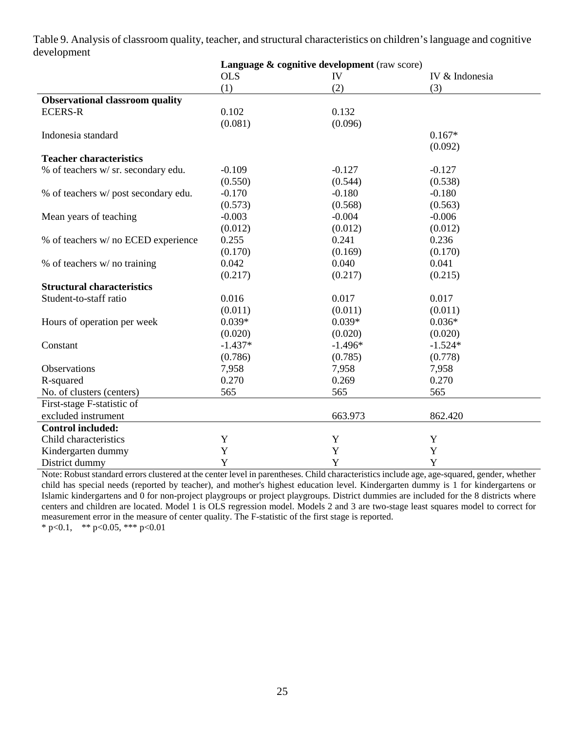Table 9. Analysis of classroom quality, teacher, and structural characteristics on children's language and cognitive development

| | **Language & cognitive development** (raw score) | | |
|---|---|---|---|
| | OLS | IV | IV & Indonesia |
| | (1) | (2) | (3) |
| **Observational classroom quality** | | | |
| ECERS-R | 0.102 | 0.132 | |
| | (0.081) | (0.096) | |
| Indonesia standard | | | 0.167* |
| | | | (0.092) |
| **Teacher characteristics** | | | |
| % of teachers w/ sr. secondary edu. | -0.109 | -0.127 | -0.127 |
| | (0.550) | (0.544) | (0.538) |
| % of teachers w/ post secondary edu. | -0.170 | -0.180 | -0.180 |
| | (0.573) | (0.568) | (0.563) |
| Mean years of teaching | -0.003 | -0.004 | -0.006 |
| | (0.012) | (0.012) | (0.012) |
| % of teachers w/ no ECED experience | 0.255 | 0.241 | 0.236 |
| | (0.170) | (0.169) | (0.170) |
| % of teachers w/ no training | 0.042 | 0.040 | 0.041 |
| | (0.217) | (0.217) | (0.215) |
| **Structural characteristics** | | | |
| Student-to-staff ratio | 0.016 | 0.017 | 0.017 |
| | (0.011) | (0.011) | (0.011) |
| Hours of operation per week | 0.039* | 0.039* | 0.036* |
| | (0.020) | (0.020) | (0.020) |
| Constant | -1.437* | -1.496* | -1.524* |
| | (0.786) | (0.785) | (0.778) |
| Observations | 7,958 | 7,958 | 7,958 |
| R-squared | 0.270 | 0.269 | 0.270 |
| No. of clusters (centers) | 565 | 565 | 565 |
| First-stage F-statistic of excluded instrument | | 663.973 | 862.420 |
| **Control included:** | | | |
| Child characteristics | Y | Y | Y |
| Kindergarten dummy | Y | Y | Y |
| District dummy | Y | Y | Y |

Note: Robust standard errors clustered at the center level in parentheses. Child characteristics include age, age-squared, gender, whether child has special needs (reported by teacher), and mother's highest education level. Kindergarten dummy is 1 for kindergartens or Islamic kindergartens and 0 for non-project playgroups or project playgroups. District dummies are included for the 8 districts where centers and children are located. Model 1 is OLS regression model. Models 2 and 3 are two-stage least squares model to correct for measurement error in the measure of center quality. The F-statistic of the first stage is reported.

* $p<0.1$, ** $p<0.05$, *** $p<0.01$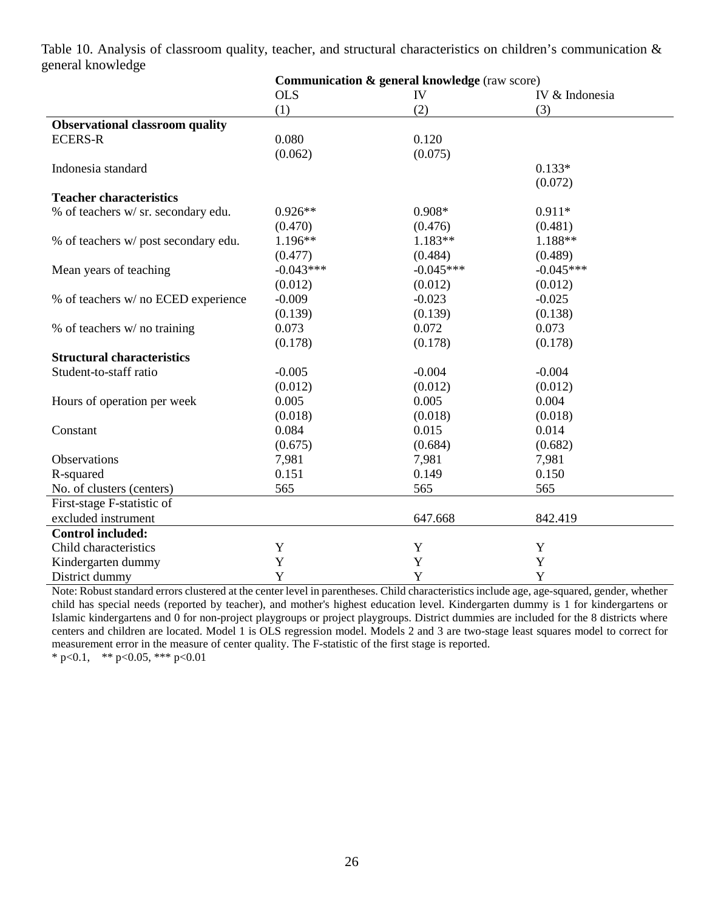Table 10. Analysis of classroom quality, teacher, and structural characteristics on children's communication & general knowledge

| | **Communication & general knowledge** (raw score) | | |
|---|---|---|---|
| | OLS | IV | IV & Indonesia |
| | (1) | (2) | (3) |
| **Observational classroom quality** | | | |
| ECERS-R | 0.080 | 0.120 | |
| | (0.062) | (0.075) | |
| Indonesia standard | | | 0.133* |
| | | | (0.072) |
| **Teacher characteristics** | | | |
| % of teachers w/ sr. secondary edu. | 0.926** | 0.908* | 0.911* |
| | (0.470) | (0.476) | (0.481) |
| % of teachers w/ post secondary edu. | 1.196** | 1.183** | 1.188** |
| | (0.477) | (0.484) | (0.489) |
| Mean years of teaching | -0.043*** | -0.045*** | -0.045*** |
| | (0.012) | (0.012) | (0.012) |
| % of teachers w/ no ECED experience | -0.009 | -0.023 | -0.025 |
| | (0.139) | (0.139) | (0.138) |
| % of teachers w/ no training | 0.073 | 0.072 | 0.073 |
| | (0.178) | (0.178) | (0.178) |
| **Structural characteristics** | | | |
| Student-to-staff ratio | -0.005 | -0.004 | -0.004 |
| | (0.012) | (0.012) | (0.012) |
| Hours of operation per week | 0.005 | 0.005 | 0.004 |
| | (0.018) | (0.018) | (0.018) |
| Constant | 0.084 | 0.015 | 0.014 |
| | (0.675) | (0.684) | (0.682) |
| Observations | 7,981 | 7,981 | 7,981 |
| R-squared | 0.151 | 0.149 | 0.150 |
| No. of clusters (centers) | 565 | 565 | 565 |
| First-stage F-statistic of excluded instrument | | 647.668 | 842.419 |
| **Control included:** | | | |
| Child characteristics | Y | Y | Y |
| Kindergarten dummy | Y | Y | Y |
| District dummy | Y | Y | Y |

Note: Robust standard errors clustered at the center level in parentheses. Child characteristics include age, age-squared, gender, whether child has special needs (reported by teacher), and mother's highest education level. Kindergarten dummy is 1 for kindergartens or Islamic kindergartens and 0 for non-project playgroups or project playgroups. District dummies are included for the 8 districts where centers and children are located. Model 1 is OLS regression model. Models 2 and 3 are two-stage least squares model to correct for measurement error in the measure of center quality. The F-statistic of the first stage is reported.

\* p<0.1, \*\* p<0.05, \*\*\* p<0.01